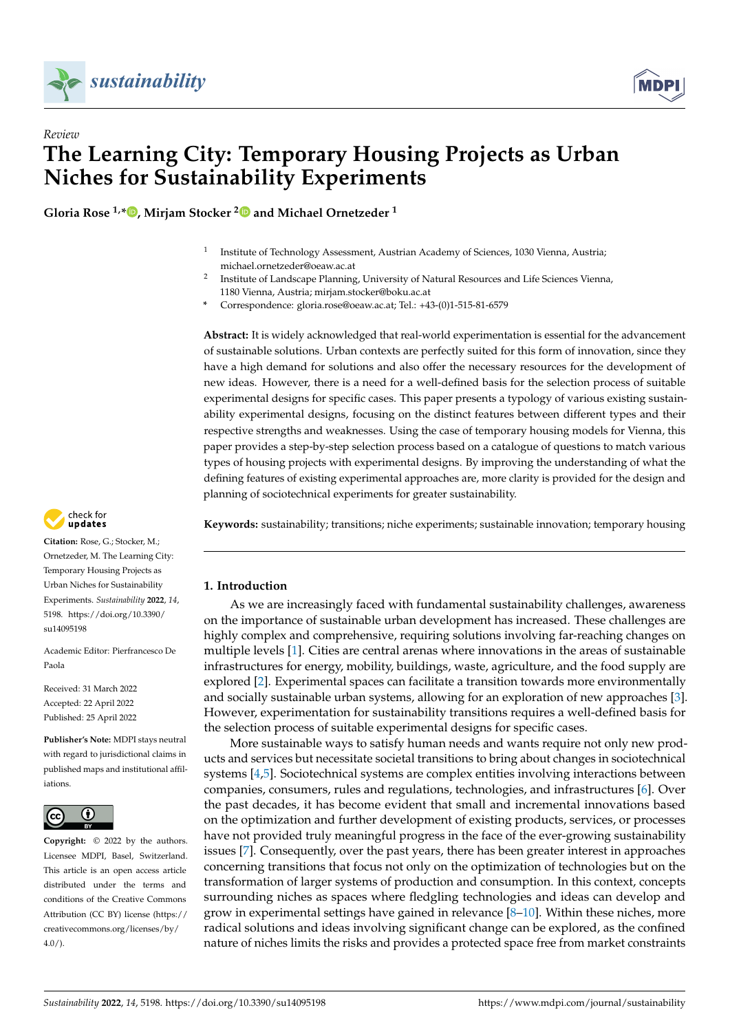*Review*

# The Learning City: Temporary Housing Projects as Urban Niches for Sustainability Experiments

**Gloria Rose [1,*], Mirjam Stocker [2] and Michael Ornetzeder [1]**

[1] Institute of Technology Assessment, Austrian Academy of Sciences, 1030 Vienna, Austria; michael.ornetzeder@oeaw.ac.at

[2] Institute of Landscape Planning, University of Natural Resources and Life Sciences Vienna, 1180 Vienna, Austria; mirjam.stocker@boku.ac.at

\* Correspondence: gloria.rose@oeaw.ac.at; Tel.: +43-(0)1-515-81-6579

**Abstract:** It is widely acknowledged that real-world experimentation is essential for the advancement of sustainable solutions. Urban contexts are perfectly suited for this form of innovation, since they have a high demand for solutions and also offer the necessary resources for the development of new ideas. However, there is a need for a well-defined basis for the selection process of suitable experimental designs for specific cases. This paper presents a typology of various existing sustainability experimental designs, focusing on the distinct features between different types and their respective strengths and weaknesses. Using the case of temporary housing models for Vienna, this paper provides a step-by-step selection process based on a catalogue of questions to match various types of housing projects with experimental designs. By improving the understanding of what the defining features of existing experimental approaches are, more clarity is provided for the design and planning of sociotechnical experiments for greater sustainability.

**Keywords:** sustainability; transitions; niche experiments; sustainable innovation; temporary housing

**Citation:** Rose, G.; Stocker, M.; Ornetzeder, M. The Learning City: Temporary Housing Projects as Urban Niches for Sustainability Experiments. *Sustainability* **2022**, *14*, 5198. https://doi.org/10.3390/su14095198

Academic Editor: Pierfrancesco De Paola

Received: 31 March 2022
Accepted: 22 April 2022
Published: 25 April 2022

**Publisher's Note:** MDPI stays neutral with regard to jurisdictional claims in published maps and institutional affiliations.

**Copyright:** © 2022 by the authors. Licensee MDPI, Basel, Switzerland. This article is an open access article distributed under the terms and conditions of the Creative Commons Attribution (CC BY) license (https://creativecommons.org/licenses/by/4.0/).

## 1. Introduction

As we are increasingly faced with fundamental sustainability challenges, awareness on the importance of sustainable urban development has increased. These challenges are highly complex and comprehensive, requiring solutions involving far-reaching changes on multiple levels [1]. Cities are central arenas where innovations in the areas of sustainable infrastructures for energy, mobility, buildings, waste, agriculture, and the food supply are explored [2]. Experimental spaces can facilitate a transition towards more environmentally and socially sustainable urban systems, allowing for an exploration of new approaches [3]. However, experimentation for sustainability transitions requires a well-defined basis for the selection process of suitable experimental designs for specific cases.

More sustainable ways to satisfy human needs and wants require not only new products and services but necessitate societal transitions to bring about changes in sociotechnical systems [4,5]. Sociotechnical systems are complex entities involving interactions between companies, consumers, rules and regulations, technologies, and infrastructures [6]. Over the past decades, it has become evident that small and incremental innovations based on the optimization and further development of existing products, services, or processes have not provided truly meaningful progress in the face of the ever-growing sustainability issues [7]. Consequently, over the past years, there has been greater interest in approaches concerning transitions that focus not only on the optimization of technologies but on the transformation of larger systems of production and consumption. In this context, concepts surrounding niches as spaces where fledgling technologies and ideas can develop and grow in experimental settings have gained in relevance [8–10]. Within these niches, more radical solutions and ideas involving significant change can be explored, as the confined nature of niches limits the risks and provides a protected space free from market constraints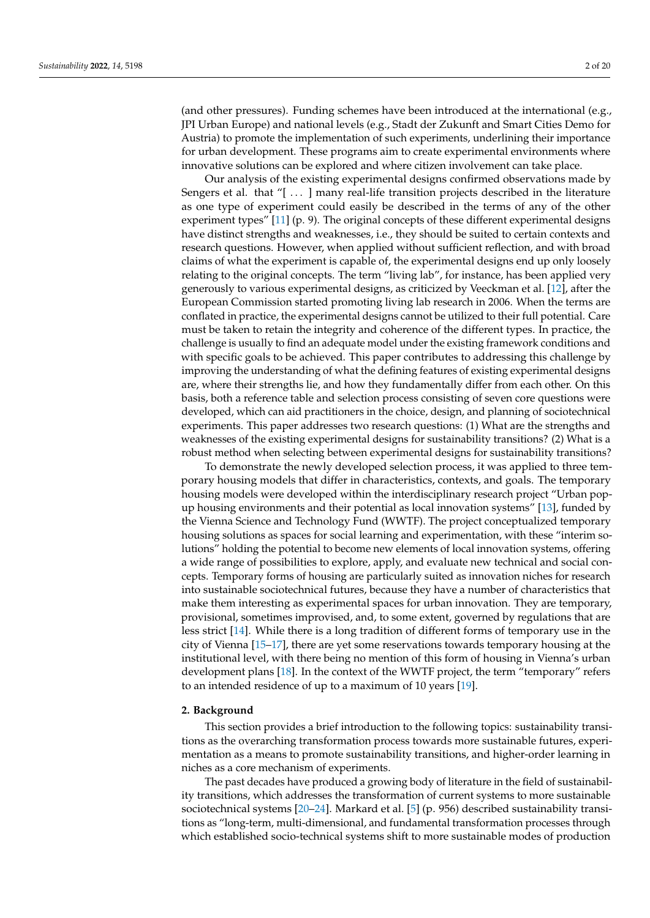(and other pressures). Funding schemes have been introduced at the international (e.g., JPI Urban Europe) and national levels (e.g., Stadt der Zukunft and Smart Cities Demo for Austria) to promote the implementation of such experiments, underlining their importance for urban development. These programs aim to create experimental environments where innovative solutions can be explored and where citizen involvement can take place.

Our analysis of the existing experimental designs confirmed observations made by Sengers et al. that "[ ... ] many real-life transition projects described in the literature as one type of experiment could easily be described in the terms of any of the other experiment types" [11] (p. 9). The original concepts of these different experimental designs have distinct strengths and weaknesses, i.e., they should be suited to certain contexts and research questions. However, when applied without sufficient reflection, and with broad claims of what the experiment is capable of, the experimental designs end up only loosely relating to the original concepts. The term "living lab", for instance, has been applied very generously to various experimental designs, as criticized by Veeckman et al. [12], after the European Commission started promoting living lab research in 2006. When the terms are conflated in practice, the experimental designs cannot be utilized to their full potential. Care must be taken to retain the integrity and coherence of the different types. In practice, the challenge is usually to find an adequate model under the existing framework conditions and with specific goals to be achieved. This paper contributes to addressing this challenge by improving the understanding of what the defining features of existing experimental designs are, where their strengths lie, and how they fundamentally differ from each other. On this basis, both a reference table and selection process consisting of seven core questions were developed, which can aid practitioners in the choice, design, and planning of sociotechnical experiments. This paper addresses two research questions: (1) What are the strengths and weaknesses of the existing experimental designs for sustainability transitions? (2) What is a robust method when selecting between experimental designs for sustainability transitions?

To demonstrate the newly developed selection process, it was applied to three temporary housing models that differ in characteristics, contexts, and goals. The temporary housing models were developed within the interdisciplinary research project "Urban pop-up housing environments and their potential as local innovation systems" [13], funded by the Vienna Science and Technology Fund (WWTF). The project conceptualized temporary housing solutions as spaces for social learning and experimentation, with these "interim solutions" holding the potential to become new elements of local innovation systems, offering a wide range of possibilities to explore, apply, and evaluate new technical and social concepts. Temporary forms of housing are particularly suited as innovation niches for research into sustainable sociotechnical futures, because they have a number of characteristics that make them interesting as experimental spaces for urban innovation. They are temporary, provisional, sometimes improvised, and, to some extent, governed by regulations that are less strict [14]. While there is a long tradition of different forms of temporary use in the city of Vienna [15–17], there are yet some reservations towards temporary housing at the institutional level, with there being no mention of this form of housing in Vienna's urban development plans [18]. In the context of the WWTF project, the term "temporary" refers to an intended residence of up to a maximum of 10 years [19].

## 2. Background

This section provides a brief introduction to the following topics: sustainability transitions as the overarching transformation process towards more sustainable futures, experimentation as a means to promote sustainability transitions, and higher-order learning in niches as a core mechanism of experiments.

The past decades have produced a growing body of literature in the field of sustainability transitions, which addresses the transformation of current systems to more sustainable sociotechnical systems [20–24]. Markard et al. [5] (p. 956) described sustainability transitions as "long-term, multi-dimensional, and fundamental transformation processes through which established socio-technical systems shift to more sustainable modes of production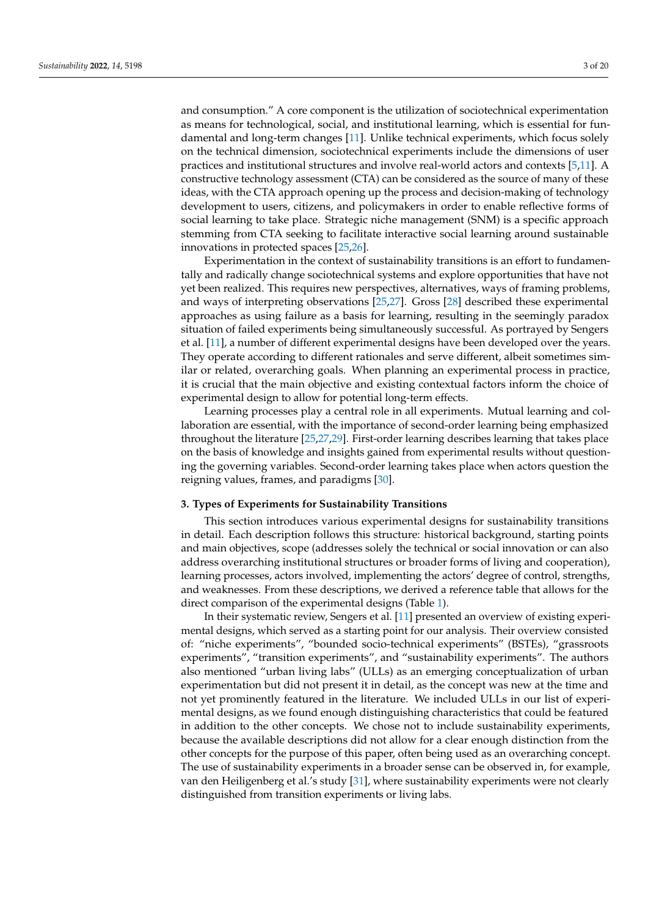and consumption." A core component is the utilization of sociotechnical experimentation as means for technological, social, and institutional learning, which is essential for fundamental and long-term changes [11]. Unlike technical experiments, which focus solely on the technical dimension, sociotechnical experiments include the dimensions of user practices and institutional structures and involve real-world actors and contexts [5,11]. A constructive technology assessment (CTA) can be considered as the source of many of these ideas, with the CTA approach opening up the process and decision-making of technology development to users, citizens, and policymakers in order to enable reflective forms of social learning to take place. Strategic niche management (SNM) is a specific approach stemming from CTA seeking to facilitate interactive social learning around sustainable innovations in protected spaces [25,26].

Experimentation in the context of sustainability transitions is an effort to fundamentally and radically change sociotechnical systems and explore opportunities that have not yet been realized. This requires new perspectives, alternatives, ways of framing problems, and ways of interpreting observations [25,27]. Gross [28] described these experimental approaches as using failure as a basis for learning, resulting in the seemingly paradox situation of failed experiments being simultaneously successful. As portrayed by Sengers et al. [11], a number of different experimental designs have been developed over the years. They operate according to different rationales and serve different, albeit sometimes similar or related, overarching goals. When planning an experimental process in practice, it is crucial that the main objective and existing contextual factors inform the choice of experimental design to allow for potential long-term effects.

Learning processes play a central role in all experiments. Mutual learning and collaboration are essential, with the importance of second-order learning being emphasized throughout the literature [25,27,29]. First-order learning describes learning that takes place on the basis of knowledge and insights gained from experimental results without questioning the governing variables. Second-order learning takes place when actors question the reigning values, frames, and paradigms [30].

## 3. Types of Experiments for Sustainability Transitions

This section introduces various experimental designs for sustainability transitions in detail. Each description follows this structure: historical background, starting points and main objectives, scope (addresses solely the technical or social innovation or can also address overarching institutional structures or broader forms of living and cooperation), learning processes, actors involved, implementing the actors' degree of control, strengths, and weaknesses. From these descriptions, we derived a reference table that allows for the direct comparison of the experimental designs (Table 1).

In their systematic review, Sengers et al. [11] presented an overview of existing experimental designs, which served as a starting point for our analysis. Their overview consisted of: "niche experiments", "bounded socio-technical experiments" (BSTEs), "grassroots experiments", "transition experiments", and "sustainability experiments". The authors also mentioned "urban living labs" (ULLs) as an emerging conceptualization of urban experimentation but did not present it in detail, as the concept was new at the time and not yet prominently featured in the literature. We included ULLs in our list of experimental designs, as we found enough distinguishing characteristics that could be featured in addition to the other concepts. We chose not to include sustainability experiments, because the available descriptions did not allow for a clear enough distinction from the other concepts for the purpose of this paper, often being used as an overarching concept. The use of sustainability experiments in a broader sense can be observed in, for example, van den Heiligenberg et al.'s study [31], where sustainability experiments were not clearly distinguished from transition experiments or living labs.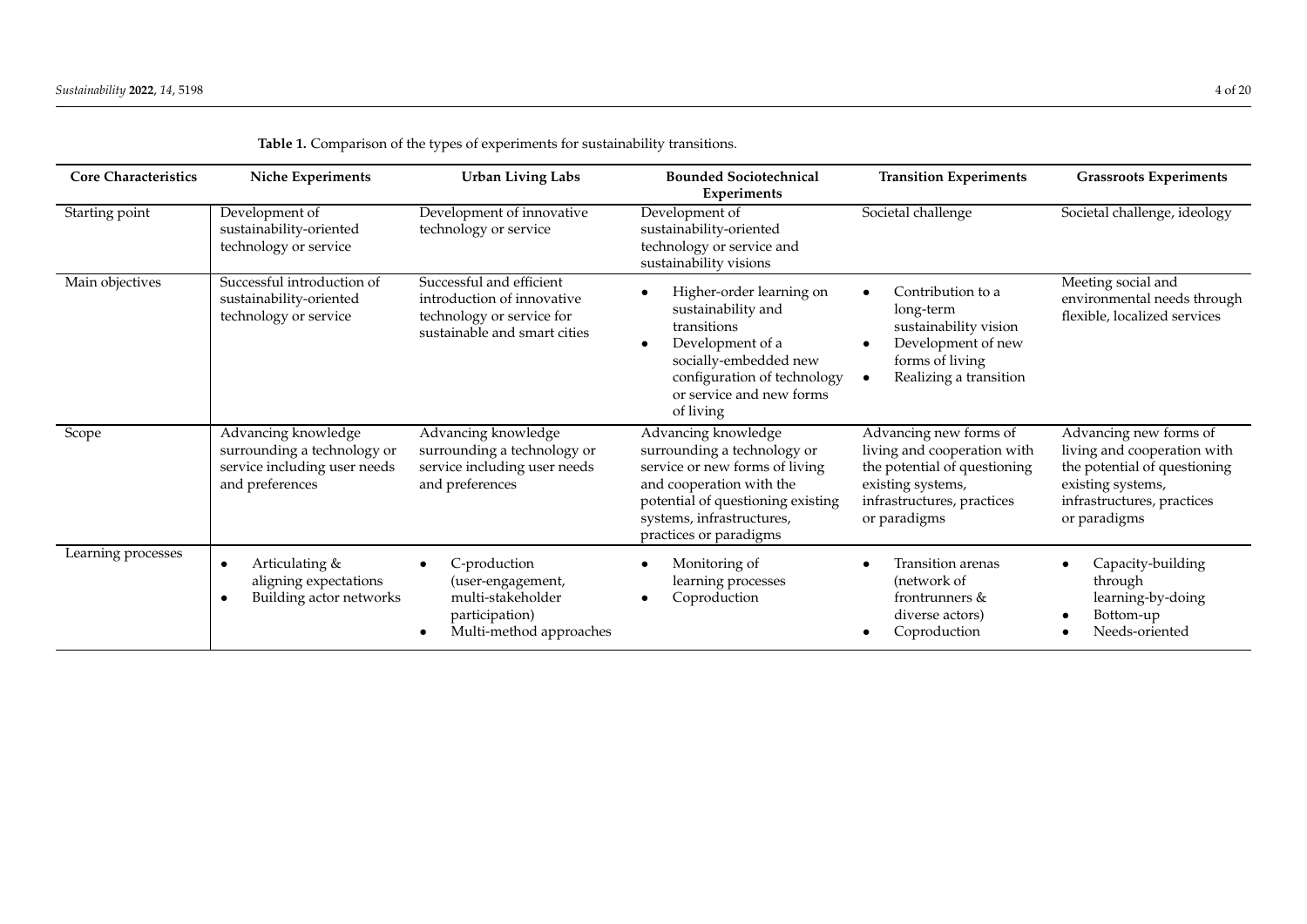**Table 1.** Comparison of the types of experiments for sustainability transitions.

| Core Characteristics | Niche Experiments | Urban Living Labs | Bounded Sociotechnical Experiments | Transition Experiments | Grassroots Experiments |
|---|---|---|---|---|---|
| Starting point | Development of sustainability-oriented technology or service | Development of innovative technology or service | Development of sustainability-oriented technology or service and sustainability visions | Societal challenge | Societal challenge, ideology |
| Main objectives | Successful introduction of sustainability-oriented technology or service | Successful and efficient introduction of innovative technology or service for sustainable and smart cities | • Higher-order learning on sustainability and transitions<br>• Development of a socially-embedded new configuration of technology or service and new forms of living | • Contribution to a long-term sustainability vision<br>• Development of new forms of living<br>• Realizing a transition | Meeting social and environmental needs through flexible, localized services |
| Scope | Advancing knowledge surrounding a technology or service including user needs and preferences | Advancing knowledge surrounding a technology or service including user needs and preferences | Advancing knowledge surrounding a technology or service or new forms of living and cooperation with the potential of questioning existing systems, infrastructures, practices or paradigms | Advancing new forms of living and cooperation with the potential of questioning existing systems, infrastructures, practices or paradigms | Advancing new forms of living and cooperation with the potential of questioning existing systems, infrastructures, practices or paradigms |
| Learning processes | • Articulating & aligning expectations<br>• Building actor networks | • C-production (user-engagement, multi-stakeholder participation)<br>• Multi-method approaches | • Monitoring of learning processes<br>• Coproduction | • Transition arenas (network of frontrunners & diverse actors)<br>• Coproduction | • Capacity-building through learning-by-doing<br>• Bottom-up<br>• Needs-oriented |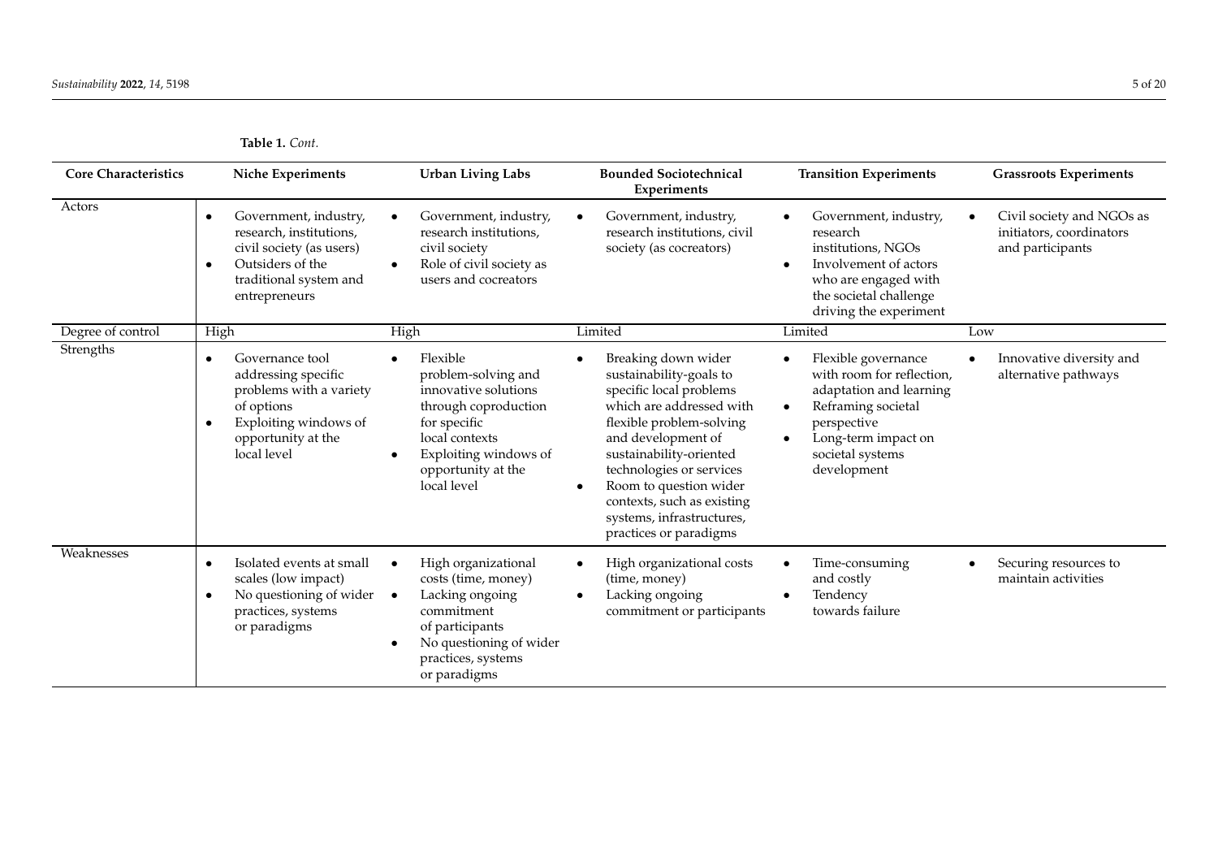**Table 1.** *Cont.*

| Core Characteristics | Niche Experiments | Urban Living Labs | Bounded Sociotechnical Experiments | Transition Experiments | Grassroots Experiments |
|---|---|---|---|---|---|
| Actors | • Government, industry, research, institutions, civil society (as users)<br>• Outsiders of the traditional system and entrepreneurs | • Government, industry, research institutions, civil society<br>• Role of civil society as users and cocreators | • Government, industry, research institutions, civil society (as cocreators) | • Government, industry, research institutions, NGOs<br>• Involvement of actors who are engaged with the societal challenge driving the experiment | • Civil society and NGOs as initiators, coordinators and participants |
| Degree of control | High | High | Limited | Limited | Low |
| Strengths | • Governance tool addressing specific problems with a variety of options<br>• Exploiting windows of opportunity at the local level | • Flexible problem-solving and innovative solutions through coproduction for specific local contexts<br>• Exploiting windows of opportunity at the local level | • Breaking down wider sustainability-goals to specific local problems which are addressed with flexible problem-solving and development of sustainability-oriented technologies or services<br>• Room to question wider contexts, such as existing systems, infrastructures, practices or paradigms | • Flexible governance with room for reflection, adaptation and learning<br>• Reframing societal perspective<br>• Long-term impact on societal systems development | • Innovative diversity and alternative pathways |
| Weaknesses | • Isolated events at small scales (low impact)<br>• No questioning of wider practices, systems or paradigms | • High organizational costs (time, money)<br>• Lacking ongoing commitment of participants<br>• No questioning of wider practices, systems or paradigms | • High organizational costs (time, money)<br>• Lacking ongoing commitment or participants | • Time-consuming and costly<br>• Tendency towards failure | • Securing resources to maintain activities |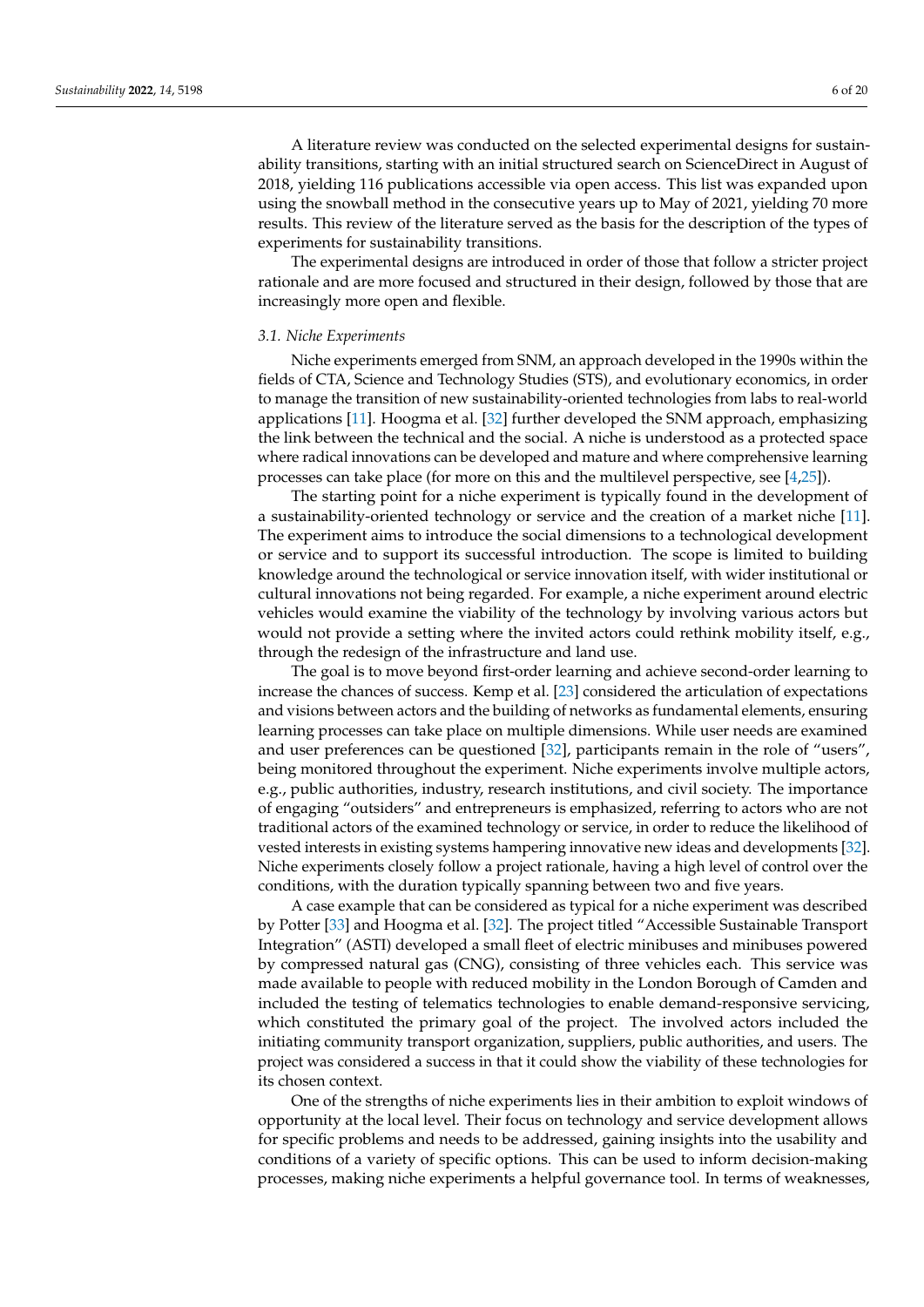A literature review was conducted on the selected experimental designs for sustainability transitions, starting with an initial structured search on ScienceDirect in August of 2018, yielding 116 publications accessible via open access. This list was expanded upon using the snowball method in the consecutive years up to May of 2021, yielding 70 more results. This review of the literature served as the basis for the description of the types of experiments for sustainability transitions.

The experimental designs are introduced in order of those that follow a stricter project rationale and are more focused and structured in their design, followed by those that are increasingly more open and flexible.

### 3.1. Niche Experiments

Niche experiments emerged from SNM, an approach developed in the 1990s within the fields of CTA, Science and Technology Studies (STS), and evolutionary economics, in order to manage the transition of new sustainability-oriented technologies from labs to real-world applications [11]. Hoogma et al. [32] further developed the SNM approach, emphasizing the link between the technical and the social. A niche is understood as a protected space where radical innovations can be developed and mature and where comprehensive learning processes can take place (for more on this and the multilevel perspective, see [4,25]).

The starting point for a niche experiment is typically found in the development of a sustainability-oriented technology or service and the creation of a market niche [11]. The experiment aims to introduce the social dimensions to a technological development or service and to support its successful introduction. The scope is limited to building knowledge around the technological or service innovation itself, with wider institutional or cultural innovations not being regarded. For example, a niche experiment around electric vehicles would examine the viability of the technology by involving various actors but would not provide a setting where the invited actors could rethink mobility itself, e.g., through the redesign of the infrastructure and land use.

The goal is to move beyond first-order learning and achieve second-order learning to increase the chances of success. Kemp et al. [23] considered the articulation of expectations and visions between actors and the building of networks as fundamental elements, ensuring learning processes can take place on multiple dimensions. While user needs are examined and user preferences can be questioned [32], participants remain in the role of "users", being monitored throughout the experiment. Niche experiments involve multiple actors, e.g., public authorities, industry, research institutions, and civil society. The importance of engaging "outsiders" and entrepreneurs is emphasized, referring to actors who are not traditional actors of the examined technology or service, in order to reduce the likelihood of vested interests in existing systems hampering innovative new ideas and developments [32]. Niche experiments closely follow a project rationale, having a high level of control over the conditions, with the duration typically spanning between two and five years.

A case example that can be considered as typical for a niche experiment was described by Potter [33] and Hoogma et al. [32]. The project titled "Accessible Sustainable Transport Integration" (ASTI) developed a small fleet of electric minibuses and minibuses powered by compressed natural gas (CNG), consisting of three vehicles each. This service was made available to people with reduced mobility in the London Borough of Camden and included the testing of telematics technologies to enable demand-responsive servicing, which constituted the primary goal of the project. The involved actors included the initiating community transport organization, suppliers, public authorities, and users. The project was considered a success in that it could show the viability of these technologies for its chosen context.

One of the strengths of niche experiments lies in their ambition to exploit windows of opportunity at the local level. Their focus on technology and service development allows for specific problems and needs to be addressed, gaining insights into the usability and conditions of a variety of specific options. This can be used to inform decision-making processes, making niche experiments a helpful governance tool. In terms of weaknesses,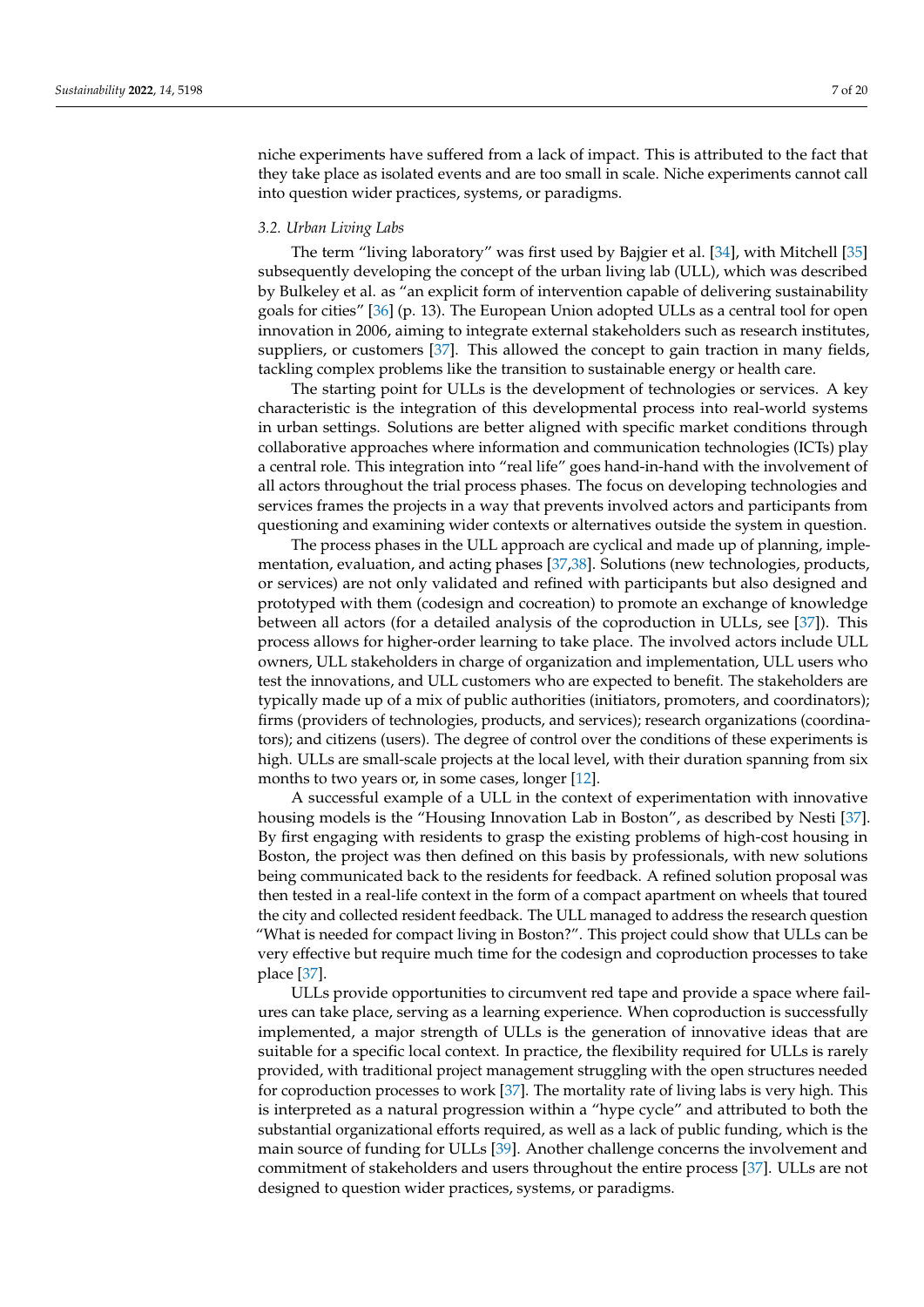niche experiments have suffered from a lack of impact. This is attributed to the fact that they take place as isolated events and are too small in scale. Niche experiments cannot call into question wider practices, systems, or paradigms.

### *3.2. Urban Living Labs*

The term "living laboratory" was first used by Bajgier et al. [34], with Mitchell [35] subsequently developing the concept of the urban living lab (ULL), which was described by Bulkeley et al. as "an explicit form of intervention capable of delivering sustainability goals for cities" [36] (p. 13). The European Union adopted ULLs as a central tool for open innovation in 2006, aiming to integrate external stakeholders such as research institutes, suppliers, or customers [37]. This allowed the concept to gain traction in many fields, tackling complex problems like the transition to sustainable energy or health care.

The starting point for ULLs is the development of technologies or services. A key characteristic is the integration of this developmental process into real-world systems in urban settings. Solutions are better aligned with specific market conditions through collaborative approaches where information and communication technologies (ICTs) play a central role. This integration into "real life" goes hand-in-hand with the involvement of all actors throughout the trial process phases. The focus on developing technologies and services frames the projects in a way that prevents involved actors and participants from questioning and examining wider contexts or alternatives outside the system in question.

The process phases in the ULL approach are cyclical and made up of planning, implementation, evaluation, and acting phases [37,38]. Solutions (new technologies, products, or services) are not only validated and refined with participants but also designed and prototyped with them (codesign and cocreation) to promote an exchange of knowledge between all actors (for a detailed analysis of the coproduction in ULLs, see [37]). This process allows for higher-order learning to take place. The involved actors include ULL owners, ULL stakeholders in charge of organization and implementation, ULL users who test the innovations, and ULL customers who are expected to benefit. The stakeholders are typically made up of a mix of public authorities (initiators, promoters, and coordinators); firms (providers of technologies, products, and services); research organizations (coordinators); and citizens (users). The degree of control over the conditions of these experiments is high. ULLs are small-scale projects at the local level, with their duration spanning from six months to two years or, in some cases, longer [12].

A successful example of a ULL in the context of experimentation with innovative housing models is the "Housing Innovation Lab in Boston", as described by Nesti [37]. By first engaging with residents to grasp the existing problems of high-cost housing in Boston, the project was then defined on this basis by professionals, with new solutions being communicated back to the residents for feedback. A refined solution proposal was then tested in a real-life context in the form of a compact apartment on wheels that toured the city and collected resident feedback. The ULL managed to address the research question "What is needed for compact living in Boston?". This project could show that ULLs can be very effective but require much time for the codesign and coproduction processes to take place [37].

ULLs provide opportunities to circumvent red tape and provide a space where failures can take place, serving as a learning experience. When coproduction is successfully implemented, a major strength of ULLs is the generation of innovative ideas that are suitable for a specific local context. In practice, the flexibility required for ULLs is rarely provided, with traditional project management struggling with the open structures needed for coproduction processes to work [37]. The mortality rate of living labs is very high. This is interpreted as a natural progression within a "hype cycle" and attributed to both the substantial organizational efforts required, as well as a lack of public funding, which is the main source of funding for ULLs [39]. Another challenge concerns the involvement and commitment of stakeholders and users throughout the entire process [37]. ULLs are not designed to question wider practices, systems, or paradigms.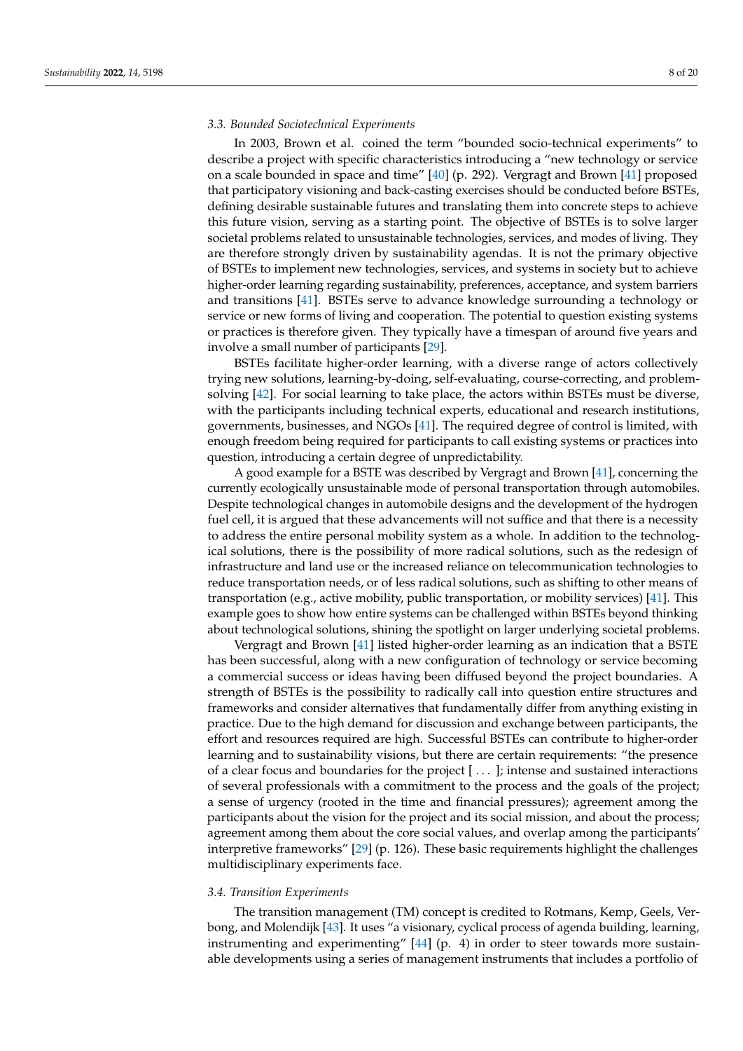### 3.3. Bounded Sociotechnical Experiments

In 2003, Brown et al. coined the term "bounded socio-technical experiments" to describe a project with specific characteristics introducing a "new technology or service on a scale bounded in space and time" [40] (p. 292). Vergragt and Brown [41] proposed that participatory visioning and back-casting exercises should be conducted before BSTEs, defining desirable sustainable futures and translating them into concrete steps to achieve this future vision, serving as a starting point. The objective of BSTEs is to solve larger societal problems related to unsustainable technologies, services, and modes of living. They are therefore strongly driven by sustainability agendas. It is not the primary objective of BSTEs to implement new technologies, services, and systems in society but to achieve higher-order learning regarding sustainability, preferences, acceptance, and system barriers and transitions [41]. BSTEs serve to advance knowledge surrounding a technology or service or new forms of living and cooperation. The potential to question existing systems or practices is therefore given. They typically have a timespan of around five years and involve a small number of participants [29].

BSTEs facilitate higher-order learning, with a diverse range of actors collectively trying new solutions, learning-by-doing, self-evaluating, course-correcting, and problem-solving [42]. For social learning to take place, the actors within BSTEs must be diverse, with the participants including technical experts, educational and research institutions, governments, businesses, and NGOs [41]. The required degree of control is limited, with enough freedom being required for participants to call existing systems or practices into question, introducing a certain degree of unpredictability.

A good example for a BSTE was described by Vergragt and Brown [41], concerning the currently ecologically unsustainable mode of personal transportation through automobiles. Despite technological changes in automobile designs and the development of the hydrogen fuel cell, it is argued that these advancements will not suffice and that there is a necessity to address the entire personal mobility system as a whole. In addition to the technological solutions, there is the possibility of more radical solutions, such as the redesign of infrastructure and land use or the increased reliance on telecommunication technologies to reduce transportation needs, or of less radical solutions, such as shifting to other means of transportation (e.g., active mobility, public transportation, or mobility services) [41]. This example goes to show how entire systems can be challenged within BSTEs beyond thinking about technological solutions, shining the spotlight on larger underlying societal problems.

Vergragt and Brown [41] listed higher-order learning as an indication that a BSTE has been successful, along with a new configuration of technology or service becoming a commercial success or ideas having been diffused beyond the project boundaries. A strength of BSTEs is the possibility to radically call into question entire structures and frameworks and consider alternatives that fundamentally differ from anything existing in practice. Due to the high demand for discussion and exchange between participants, the effort and resources required are high. Successful BSTEs can contribute to higher-order learning and to sustainability visions, but there are certain requirements: "the presence of a clear focus and boundaries for the project [ . . . ]; intense and sustained interactions of several professionals with a commitment to the process and the goals of the project; a sense of urgency (rooted in the time and financial pressures); agreement among the participants about the vision for the project and its social mission, and about the process; agreement among them about the core social values, and overlap among the participants' interpretive frameworks" [29] (p. 126). These basic requirements highlight the challenges multidisciplinary experiments face.

### 3.4. Transition Experiments

The transition management (TM) concept is credited to Rotmans, Kemp, Geels, Verbong, and Molendijk [43]. It uses "a visionary, cyclical process of agenda building, learning, instrumenting and experimenting" [44] (p. 4) in order to steer towards more sustainable developments using a series of management instruments that includes a portfolio of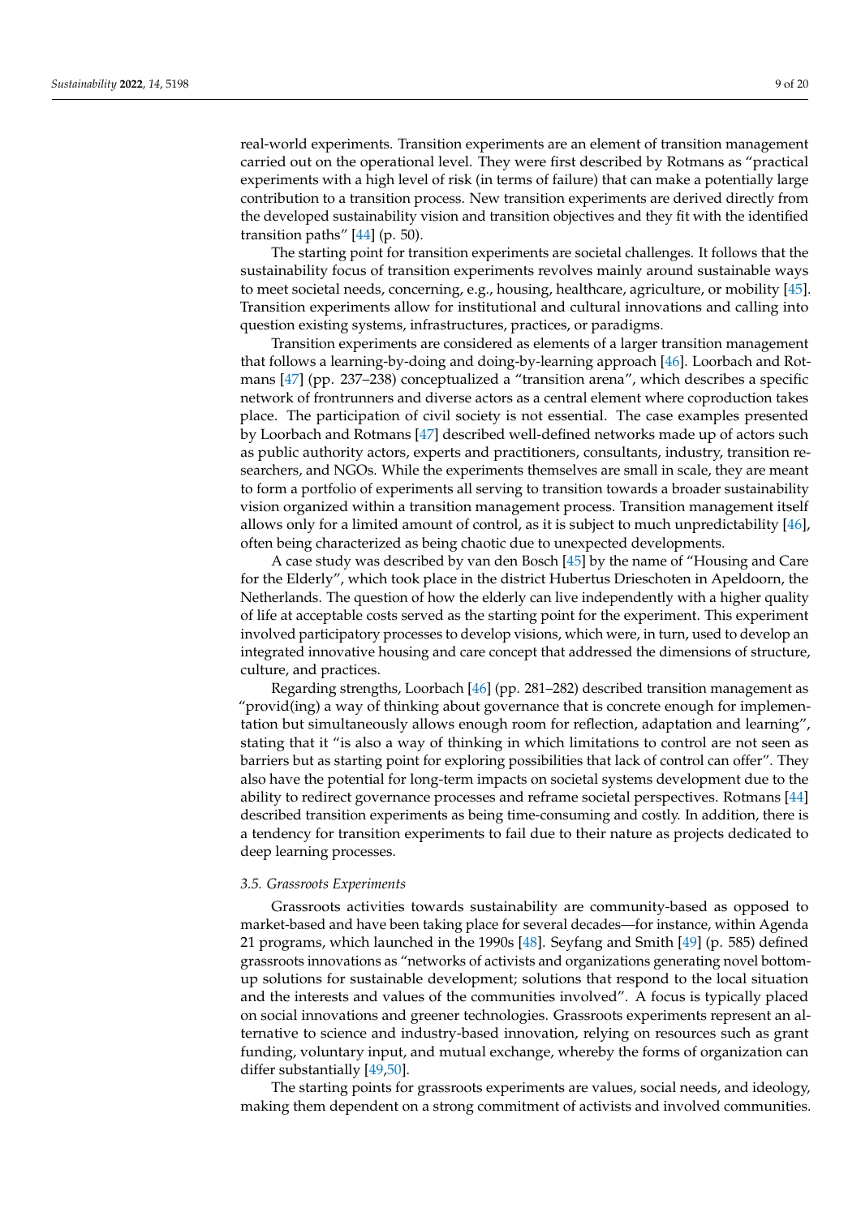real-world experiments. Transition experiments are an element of transition management carried out on the operational level. They were first described by Rotmans as "practical experiments with a high level of risk (in terms of failure) that can make a potentially large contribution to a transition process. New transition experiments are derived directly from the developed sustainability vision and transition objectives and they fit with the identified transition paths" [44] (p. 50).

The starting point for transition experiments are societal challenges. It follows that the sustainability focus of transition experiments revolves mainly around sustainable ways to meet societal needs, concerning, e.g., housing, healthcare, agriculture, or mobility [45]. Transition experiments allow for institutional and cultural innovations and calling into question existing systems, infrastructures, practices, or paradigms.

Transition experiments are considered as elements of a larger transition management that follows a learning-by-doing and doing-by-learning approach [46]. Loorbach and Rotmans [47] (pp. 237–238) conceptualized a "transition arena", which describes a specific network of frontrunners and diverse actors as a central element where coproduction takes place. The participation of civil society is not essential. The case examples presented by Loorbach and Rotmans [47] described well-defined networks made up of actors such as public authority actors, experts and practitioners, consultants, industry, transition researchers, and NGOs. While the experiments themselves are small in scale, they are meant to form a portfolio of experiments all serving to transition towards a broader sustainability vision organized within a transition management process. Transition management itself allows only for a limited amount of control, as it is subject to much unpredictability [46], often being characterized as being chaotic due to unexpected developments.

A case study was described by van den Bosch [45] by the name of "Housing and Care for the Elderly", which took place in the district Hubertus Drieschoten in Apeldoorn, the Netherlands. The question of how the elderly can live independently with a higher quality of life at acceptable costs served as the starting point for the experiment. This experiment involved participatory processes to develop visions, which were, in turn, used to develop an integrated innovative housing and care concept that addressed the dimensions of structure, culture, and practices.

Regarding strengths, Loorbach [46] (pp. 281–282) described transition management as "provid(ing) a way of thinking about governance that is concrete enough for implementation but simultaneously allows enough room for reflection, adaptation and learning", stating that it "is also a way of thinking in which limitations to control are not seen as barriers but as starting point for exploring possibilities that lack of control can offer". They also have the potential for long-term impacts on societal systems development due to the ability to redirect governance processes and reframe societal perspectives. Rotmans [44] described transition experiments as being time-consuming and costly. In addition, there is a tendency for transition experiments to fail due to their nature as projects dedicated to deep learning processes.

### 3.5. Grassroots Experiments

Grassroots activities towards sustainability are community-based as opposed to market-based and have been taking place for several decades—for instance, within Agenda 21 programs, which launched in the 1990s [48]. Seyfang and Smith [49] (p. 585) defined grassroots innovations as "networks of activists and organizations generating novel bottom-up solutions for sustainable development; solutions that respond to the local situation and the interests and values of the communities involved". A focus is typically placed on social innovations and greener technologies. Grassroots experiments represent an alternative to science and industry-based innovation, relying on resources such as grant funding, voluntary input, and mutual exchange, whereby the forms of organization can differ substantially [49,50].

The starting points for grassroots experiments are values, social needs, and ideology, making them dependent on a strong commitment of activists and involved communities.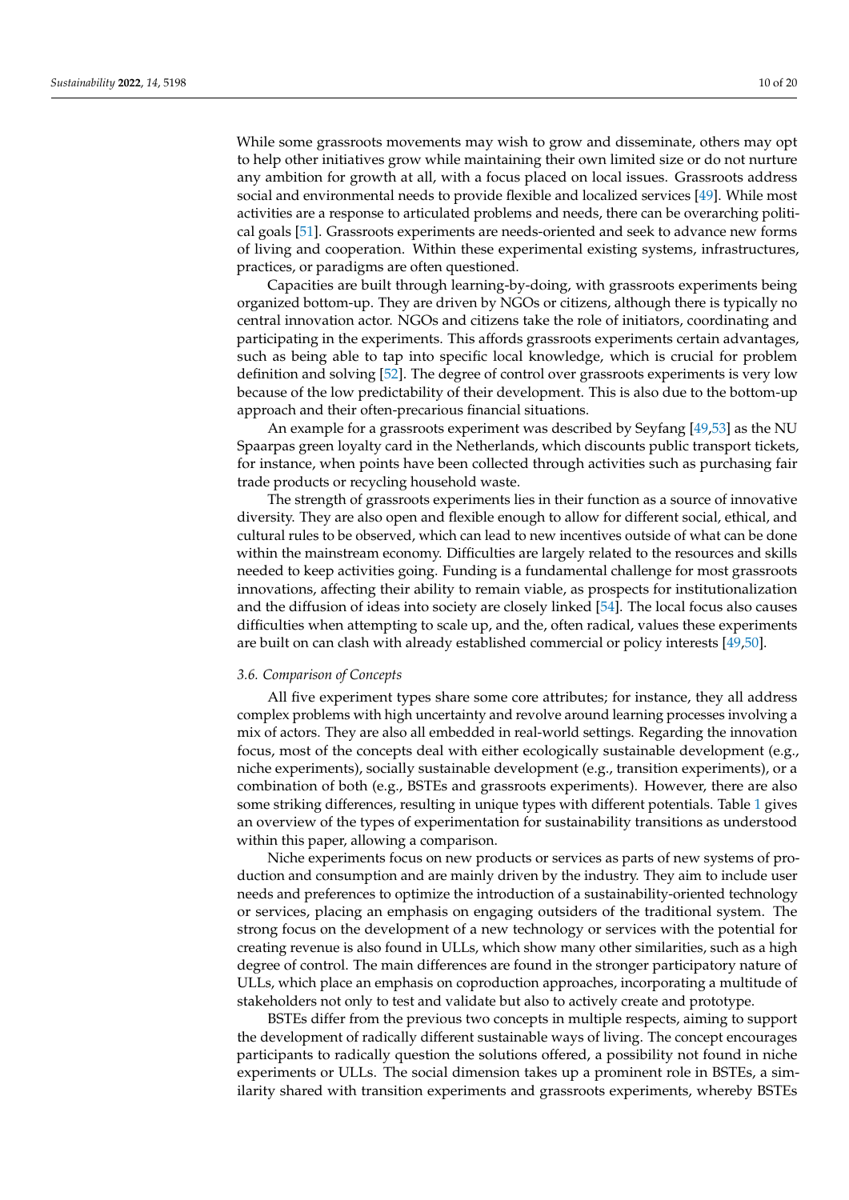While some grassroots movements may wish to grow and disseminate, others may opt to help other initiatives grow while maintaining their own limited size or do not nurture any ambition for growth at all, with a focus placed on local issues. Grassroots address social and environmental needs to provide flexible and localized services [49]. While most activities are a response to articulated problems and needs, there can be overarching political goals [51]. Grassroots experiments are needs-oriented and seek to advance new forms of living and cooperation. Within these experimental existing systems, infrastructures, practices, or paradigms are often questioned.

Capacities are built through learning-by-doing, with grassroots experiments being organized bottom-up. They are driven by NGOs or citizens, although there is typically no central innovation actor. NGOs and citizens take the role of initiators, coordinating and participating in the experiments. This affords grassroots experiments certain advantages, such as being able to tap into specific local knowledge, which is crucial for problem definition and solving [52]. The degree of control over grassroots experiments is very low because of the low predictability of their development. This is also due to the bottom-up approach and their often-precarious financial situations.

An example for a grassroots experiment was described by Seyfang [49,53] as the NU Spaarpas green loyalty card in the Netherlands, which discounts public transport tickets, for instance, when points have been collected through activities such as purchasing fair trade products or recycling household waste.

The strength of grassroots experiments lies in their function as a source of innovative diversity. They are also open and flexible enough to allow for different social, ethical, and cultural rules to be observed, which can lead to new incentives outside of what can be done within the mainstream economy. Difficulties are largely related to the resources and skills needed to keep activities going. Funding is a fundamental challenge for most grassroots innovations, affecting their ability to remain viable, as prospects for institutionalization and the diffusion of ideas into society are closely linked [54]. The local focus also causes difficulties when attempting to scale up, and the, often radical, values these experiments are built on can clash with already established commercial or policy interests [49,50].

### 3.6. Comparison of Concepts

All five experiment types share some core attributes; for instance, they all address complex problems with high uncertainty and revolve around learning processes involving a mix of actors. They are also all embedded in real-world settings. Regarding the innovation focus, most of the concepts deal with either ecologically sustainable development (e.g., niche experiments), socially sustainable development (e.g., transition experiments), or a combination of both (e.g., BSTEs and grassroots experiments). However, there are also some striking differences, resulting in unique types with different potentials. Table 1 gives an overview of the types of experimentation for sustainability transitions as understood within this paper, allowing a comparison.

Niche experiments focus on new products or services as parts of new systems of production and consumption and are mainly driven by the industry. They aim to include user needs and preferences to optimize the introduction of a sustainability-oriented technology or services, placing an emphasis on engaging outsiders of the traditional system. The strong focus on the development of a new technology or services with the potential for creating revenue is also found in ULLs, which show many other similarities, such as a high degree of control. The main differences are found in the stronger participatory nature of ULLs, which place an emphasis on coproduction approaches, incorporating a multitude of stakeholders not only to test and validate but also to actively create and prototype.

BSTEs differ from the previous two concepts in multiple respects, aiming to support the development of radically different sustainable ways of living. The concept encourages participants to radically question the solutions offered, a possibility not found in niche experiments or ULLs. The social dimension takes up a prominent role in BSTEs, a similarity shared with transition experiments and grassroots experiments, whereby BSTEs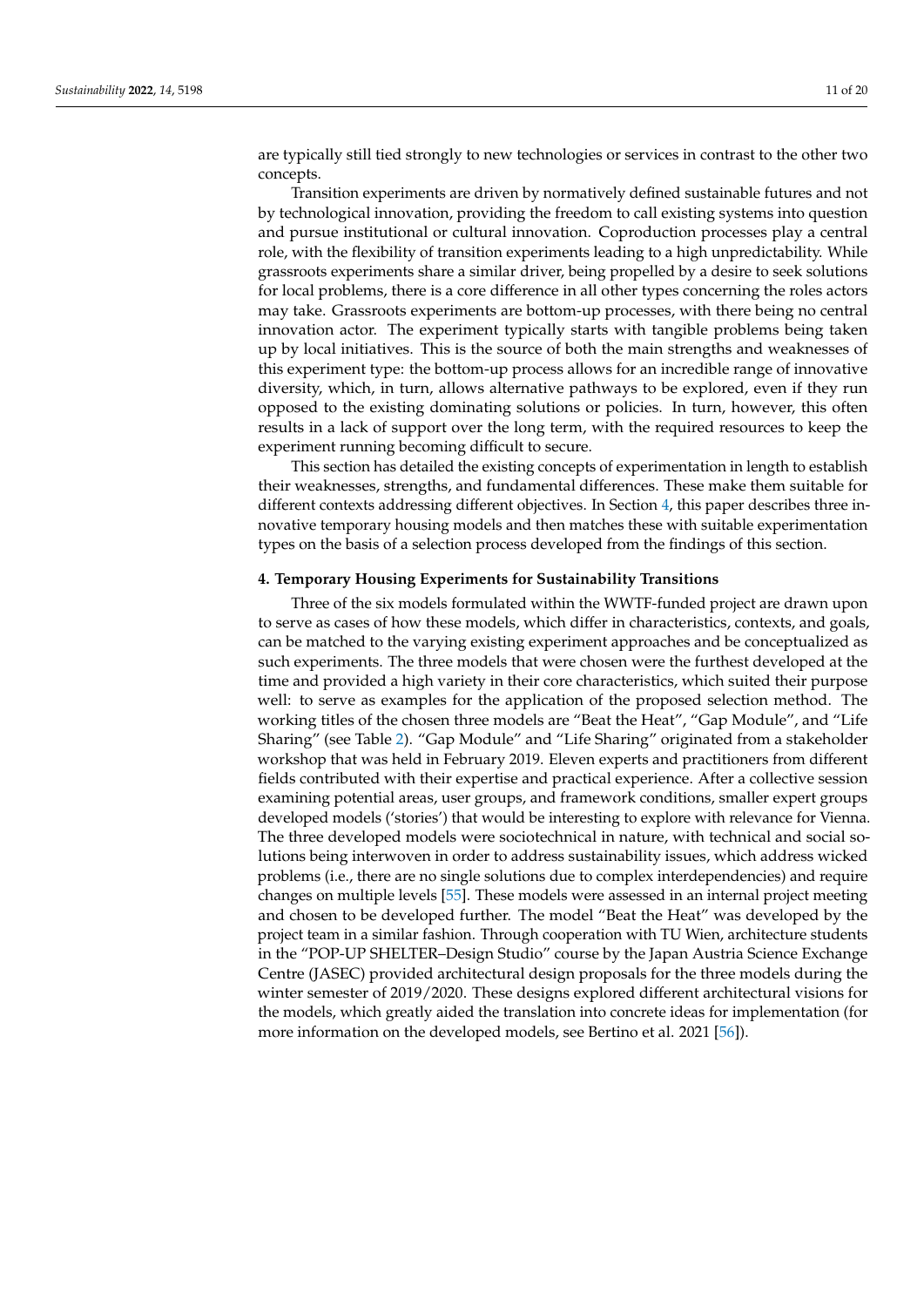are typically still tied strongly to new technologies or services in contrast to the other two concepts.

Transition experiments are driven by normatively defined sustainable futures and not by technological innovation, providing the freedom to call existing systems into question and pursue institutional or cultural innovation. Coproduction processes play a central role, with the flexibility of transition experiments leading to a high unpredictability. While grassroots experiments share a similar driver, being propelled by a desire to seek solutions for local problems, there is a core difference in all other types concerning the roles actors may take. Grassroots experiments are bottom-up processes, with there being no central innovation actor. The experiment typically starts with tangible problems being taken up by local initiatives. This is the source of both the main strengths and weaknesses of this experiment type: the bottom-up process allows for an incredible range of innovative diversity, which, in turn, allows alternative pathways to be explored, even if they run opposed to the existing dominating solutions or policies. In turn, however, this often results in a lack of support over the long term, with the required resources to keep the experiment running becoming difficult to secure.

This section has detailed the existing concepts of experimentation in length to establish their weaknesses, strengths, and fundamental differences. These make them suitable for different contexts addressing different objectives. In Section 4, this paper describes three innovative temporary housing models and then matches these with suitable experimentation types on the basis of a selection process developed from the findings of this section.

## 4. Temporary Housing Experiments for Sustainability Transitions

Three of the six models formulated within the WWTF-funded project are drawn upon to serve as cases of how these models, which differ in characteristics, contexts, and goals, can be matched to the varying existing experiment approaches and be conceptualized as such experiments. The three models that were chosen were the furthest developed at the time and provided a high variety in their core characteristics, which suited their purpose well: to serve as examples for the application of the proposed selection method. The working titles of the chosen three models are "Beat the Heat", "Gap Module", and "Life Sharing" (see Table 2). "Gap Module" and "Life Sharing" originated from a stakeholder workshop that was held in February 2019. Eleven experts and practitioners from different fields contributed with their expertise and practical experience. After a collective session examining potential areas, user groups, and framework conditions, smaller expert groups developed models ('stories') that would be interesting to explore with relevance for Vienna. The three developed models were sociotechnical in nature, with technical and social solutions being interwoven in order to address sustainability issues, which address wicked problems (i.e., there are no single solutions due to complex interdependencies) and require changes on multiple levels [55]. These models were assessed in an internal project meeting and chosen to be developed further. The model "Beat the Heat" was developed by the project team in a similar fashion. Through cooperation with TU Wien, architecture students in the "POP-UP SHELTER–Design Studio" course by the Japan Austria Science Exchange Centre (JASEC) provided architectural design proposals for the three models during the winter semester of 2019/2020. These designs explored different architectural visions for the models, which greatly aided the translation into concrete ideas for implementation (for more information on the developed models, see Bertino et al. 2021 [56]).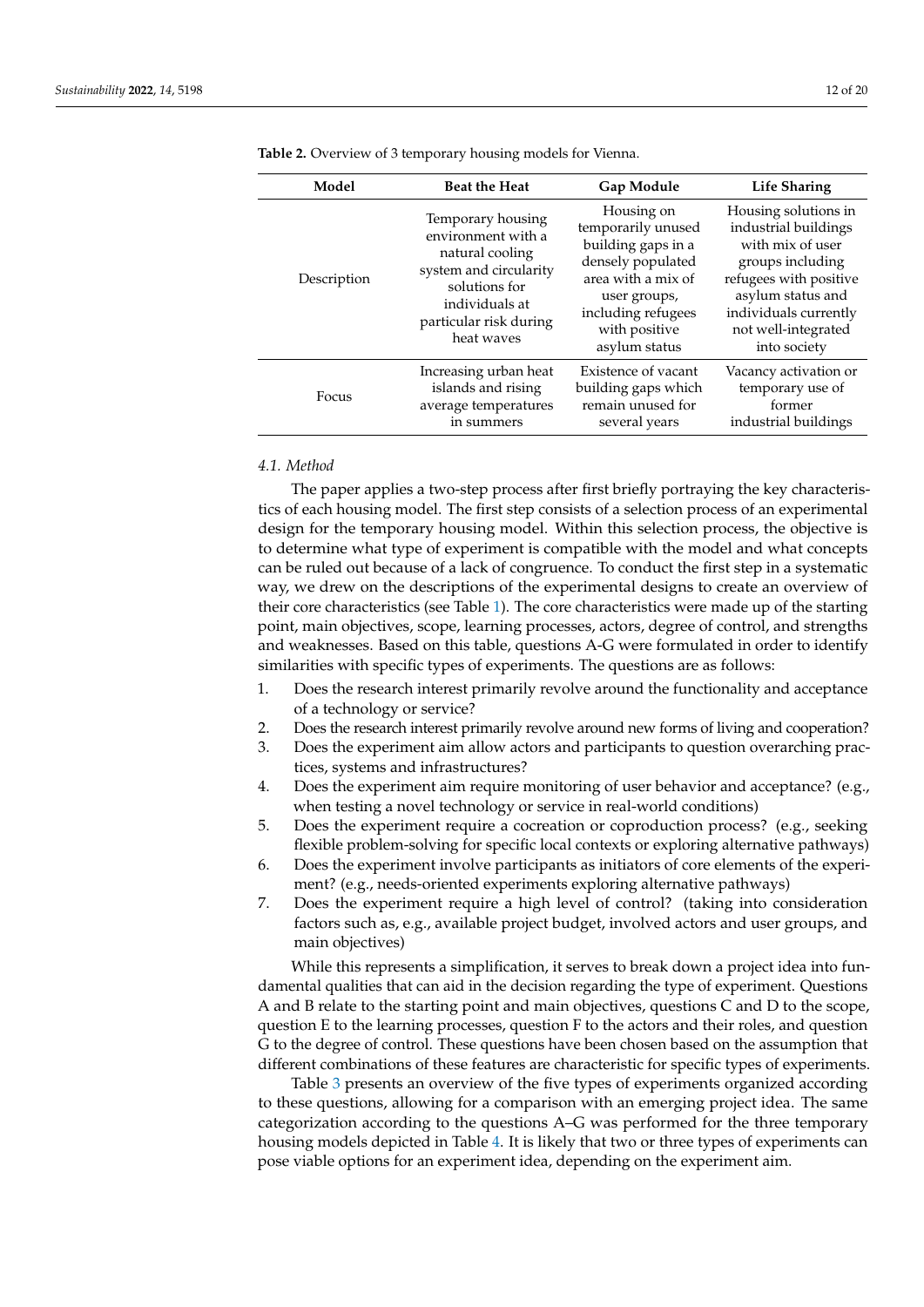**Table 2.** Overview of 3 temporary housing models for Vienna.

| Model | Beat the Heat | Gap Module | Life Sharing |
| --- | --- | --- | --- |
| Description | Temporary housing environment with a natural cooling system and circularity solutions for individuals at particular risk during heat waves | Housing on temporarily unused building gaps in a densely populated area with a mix of user groups, including refugees with positive asylum status | Housing solutions in industrial buildings with mix of user groups including refugees with positive asylum status and individuals currently not well-integrated into society |
| Focus | Increasing urban heat islands and rising average temperatures in summers | Existence of vacant building gaps which remain unused for several years | Vacancy activation or temporary use of former industrial buildings |

### 4.1. Method

The paper applies a two-step process after first briefly portraying the key characteristics of each housing model. The first step consists of a selection process of an experimental design for the temporary housing model. Within this selection process, the objective is to determine what type of experiment is compatible with the model and what concepts can be ruled out because of a lack of congruence. To conduct the first step in a systematic way, we drew on the descriptions of the experimental designs to create an overview of their core characteristics (see Table 1). The core characteristics were made up of the starting point, main objectives, scope, learning processes, actors, degree of control, and strengths and weaknesses. Based on this table, questions A-G were formulated in order to identify similarities with specific types of experiments. The questions are as follows:

1. Does the research interest primarily revolve around the functionality and acceptance of a technology or service?
2. Does the research interest primarily revolve around new forms of living and cooperation?
3. Does the experiment aim allow actors and participants to question overarching practices, systems and infrastructures?
4. Does the experiment aim require monitoring of user behavior and acceptance? (e.g., when testing a novel technology or service in real-world conditions)
5. Does the experiment require a cocreation or coproduction process? (e.g., seeking flexible problem-solving for specific local contexts or exploring alternative pathways)
6. Does the experiment involve participants as initiators of core elements of the experiment? (e.g., needs-oriented experiments exploring alternative pathways)
7. Does the experiment require a high level of control? (taking into consideration factors such as, e.g., available project budget, involved actors and user groups, and main objectives)

While this represents a simplification, it serves to break down a project idea into fundamental qualities that can aid in the decision regarding the type of experiment. Questions A and B relate to the starting point and main objectives, questions C and D to the scope, question E to the learning processes, question F to the actors and their roles, and question G to the degree of control. These questions have been chosen based on the assumption that different combinations of these features are characteristic for specific types of experiments.

Table 3 presents an overview of the five types of experiments organized according to these questions, allowing for a comparison with an emerging project idea. The same categorization according to the questions A–G was performed for the three temporary housing models depicted in Table 4. It is likely that two or three types of experiments can pose viable options for an experiment idea, depending on the experiment aim.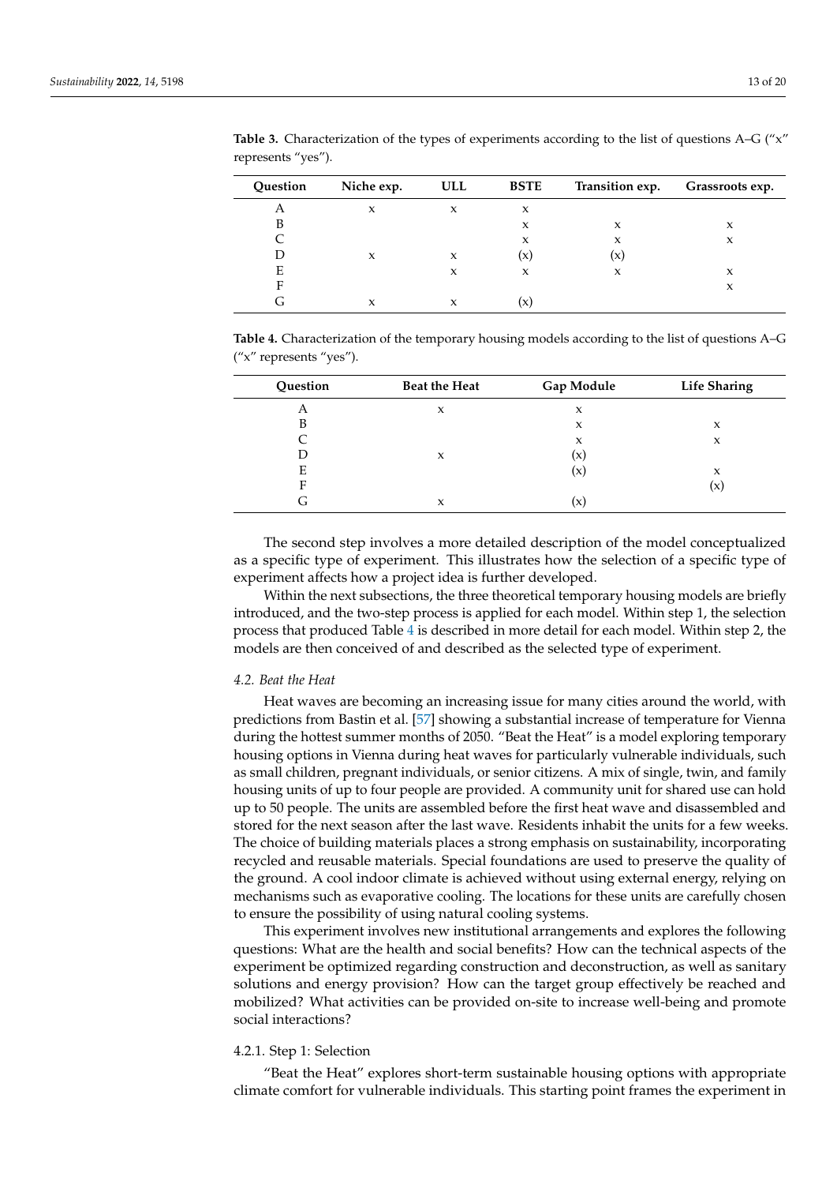**Table 3.** Characterization of the types of experiments according to the list of questions A–G ("x" represents "yes").

| Question | Niche exp. | ULL | BSTE | Transition exp. | Grassroots exp. |
|---|---|---|---|---|---|
| A | x | x | x | | |
| B | | | x | x | x |
| C | | | x | x | x |
| D | x | x | (x) | (x) | |
| E | | x | x | x | x |
| F | | | | | x |
| G | x | x | (x) | | |

**Table 4.** Characterization of the temporary housing models according to the list of questions A–G ("x" represents "yes").

| Question | Beat the Heat | Gap Module | Life Sharing |
|---|---|---|---|
| A | x | x | |
| B | | x | x |
| C | | x | x |
| D | x | (x) | |
| E | | (x) | x |
| F | | | (x) |
| G | x | (x) | |

The second step involves a more detailed description of the model conceptualized as a specific type of experiment. This illustrates how the selection of a specific type of experiment affects how a project idea is further developed.

Within the next subsections, the three theoretical temporary housing models are briefly introduced, and the two-step process is applied for each model. Within step 1, the selection process that produced Table 4 is described in more detail for each model. Within step 2, the models are then conceived of and described as the selected type of experiment.

### *4.2. Beat the Heat*

Heat waves are becoming an increasing issue for many cities around the world, with predictions from Bastin et al. [57] showing a substantial increase of temperature for Vienna during the hottest summer months of 2050. "Beat the Heat" is a model exploring temporary housing options in Vienna during heat waves for particularly vulnerable individuals, such as small children, pregnant individuals, or senior citizens. A mix of single, twin, and family housing units of up to four people are provided. A community unit for shared use can hold up to 50 people. The units are assembled before the first heat wave and disassembled and stored for the next season after the last wave. Residents inhabit the units for a few weeks. The choice of building materials places a strong emphasis on sustainability, incorporating recycled and reusable materials. Special foundations are used to preserve the quality of the ground. A cool indoor climate is achieved without using external energy, relying on mechanisms such as evaporative cooling. The locations for these units are carefully chosen to ensure the possibility of using natural cooling systems.

This experiment involves new institutional arrangements and explores the following questions: What are the health and social benefits? How can the technical aspects of the experiment be optimized regarding construction and deconstruction, as well as sanitary solutions and energy provision? How can the target group effectively be reached and mobilized? What activities can be provided on-site to increase well-being and promote social interactions?

#### 4.2.1. Step 1: Selection

"Beat the Heat" explores short-term sustainable housing options with appropriate climate comfort for vulnerable individuals. This starting point frames the experiment in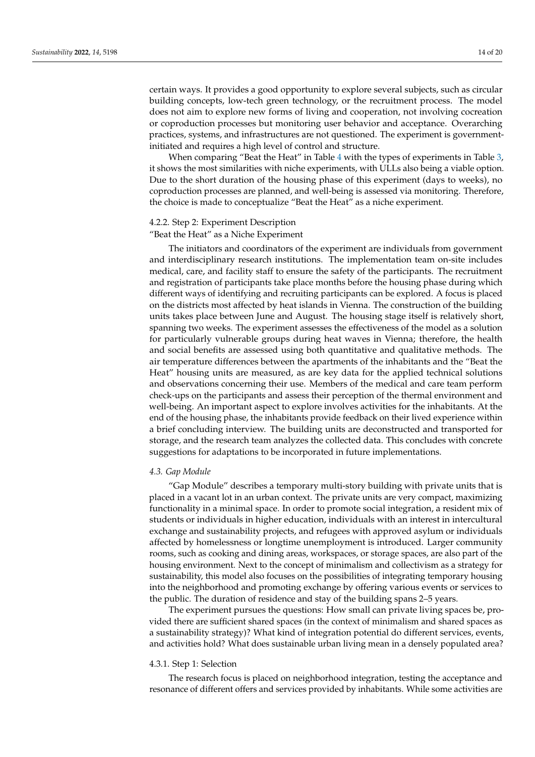certain ways. It provides a good opportunity to explore several subjects, such as circular building concepts, low-tech green technology, or the recruitment process. The model does not aim to explore new forms of living and cooperation, not involving cocreation or coproduction processes but monitoring user behavior and acceptance. Overarching practices, systems, and infrastructures are not questioned. The experiment is government-initiated and requires a high level of control and structure.

When comparing "Beat the Heat" in Table 4 with the types of experiments in Table 3, it shows the most similarities with niche experiments, with ULLs also being a viable option. Due to the short duration of the housing phase of this experiment (days to weeks), no coproduction processes are planned, and well-being is assessed via monitoring. Therefore, the choice is made to conceptualize "Beat the Heat" as a niche experiment.

#### 4.2.2. Step 2: Experiment Description

"Beat the Heat" as a Niche Experiment

The initiators and coordinators of the experiment are individuals from government and interdisciplinary research institutions. The implementation team on-site includes medical, care, and facility staff to ensure the safety of the participants. The recruitment and registration of participants take place months before the housing phase during which different ways of identifying and recruiting participants can be explored. A focus is placed on the districts most affected by heat islands in Vienna. The construction of the building units takes place between June and August. The housing stage itself is relatively short, spanning two weeks. The experiment assesses the effectiveness of the model as a solution for particularly vulnerable groups during heat waves in Vienna; therefore, the health and social benefits are assessed using both quantitative and qualitative methods. The air temperature differences between the apartments of the inhabitants and the "Beat the Heat" housing units are measured, as are key data for the applied technical solutions and observations concerning their use. Members of the medical and care team perform check-ups on the participants and assess their perception of the thermal environment and well-being. An important aspect to explore involves activities for the inhabitants. At the end of the housing phase, the inhabitants provide feedback on their lived experience within a brief concluding interview. The building units are deconstructed and transported for storage, and the research team analyzes the collected data. This concludes with concrete suggestions for adaptations to be incorporated in future implementations.

### *4.3. Gap Module*

"Gap Module" describes a temporary multi-story building with private units that is placed in a vacant lot in an urban context. The private units are very compact, maximizing functionality in a minimal space. In order to promote social integration, a resident mix of students or individuals in higher education, individuals with an interest in intercultural exchange and sustainability projects, and refugees with approved asylum or individuals affected by homelessness or longtime unemployment is introduced. Larger community rooms, such as cooking and dining areas, workspaces, or storage spaces, are also part of the housing environment. Next to the concept of minimalism and collectivism as a strategy for sustainability, this model also focuses on the possibilities of integrating temporary housing into the neighborhood and promoting exchange by offering various events or services to the public. The duration of residence and stay of the building spans 2–5 years.

The experiment pursues the questions: How small can private living spaces be, provided there are sufficient shared spaces (in the context of minimalism and shared spaces as a sustainability strategy)? What kind of integration potential do different services, events, and activities hold? What does sustainable urban living mean in a densely populated area?

#### 4.3.1. Step 1: Selection

The research focus is placed on neighborhood integration, testing the acceptance and resonance of different offers and services provided by inhabitants. While some activities are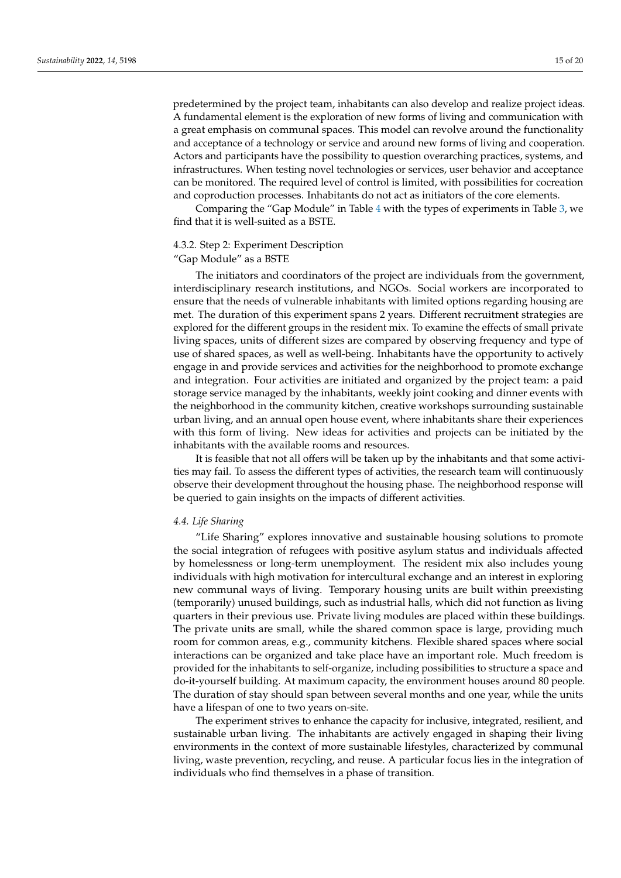predetermined by the project team, inhabitants can also develop and realize project ideas. A fundamental element is the exploration of new forms of living and communication with a great emphasis on communal spaces. This model can revolve around the functionality and acceptance of a technology or service and around new forms of living and cooperation. Actors and participants have the possibility to question overarching practices, systems, and infrastructures. When testing novel technologies or services, user behavior and acceptance can be monitored. The required level of control is limited, with possibilities for cocreation and coproduction processes. Inhabitants do not act as initiators of the core elements.

Comparing the "Gap Module" in Table 4 with the types of experiments in Table 3, we find that it is well-suited as a BSTE.

#### 4.3.2. Step 2: Experiment Description

"Gap Module" as a BSTE

The initiators and coordinators of the project are individuals from the government, interdisciplinary research institutions, and NGOs. Social workers are incorporated to ensure that the needs of vulnerable inhabitants with limited options regarding housing are met. The duration of this experiment spans 2 years. Different recruitment strategies are explored for the different groups in the resident mix. To examine the effects of small private living spaces, units of different sizes are compared by observing frequency and type of use of shared spaces, as well as well-being. Inhabitants have the opportunity to actively engage in and provide services and activities for the neighborhood to promote exchange and integration. Four activities are initiated and organized by the project team: a paid storage service managed by the inhabitants, weekly joint cooking and dinner events with the neighborhood in the community kitchen, creative workshops surrounding sustainable urban living, and an annual open house event, where inhabitants share their experiences with this form of living. New ideas for activities and projects can be initiated by the inhabitants with the available rooms and resources.

It is feasible that not all offers will be taken up by the inhabitants and that some activities may fail. To assess the different types of activities, the research team will continuously observe their development throughout the housing phase. The neighborhood response will be queried to gain insights on the impacts of different activities.

### *4.4. Life Sharing*

"Life Sharing" explores innovative and sustainable housing solutions to promote the social integration of refugees with positive asylum status and individuals affected by homelessness or long-term unemployment. The resident mix also includes young individuals with high motivation for intercultural exchange and an interest in exploring new communal ways of living. Temporary housing units are built within preexisting (temporarily) unused buildings, such as industrial halls, which did not function as living quarters in their previous use. Private living modules are placed within these buildings. The private units are small, while the shared common space is large, providing much room for common areas, e.g., community kitchens. Flexible shared spaces where social interactions can be organized and take place have an important role. Much freedom is provided for the inhabitants to self-organize, including possibilities to structure a space and do-it-yourself building. At maximum capacity, the environment houses around 80 people. The duration of stay should span between several months and one year, while the units have a lifespan of one to two years on-site.

The experiment strives to enhance the capacity for inclusive, integrated, resilient, and sustainable urban living. The inhabitants are actively engaged in shaping their living environments in the context of more sustainable lifestyles, characterized by communal living, waste prevention, recycling, and reuse. A particular focus lies in the integration of individuals who find themselves in a phase of transition.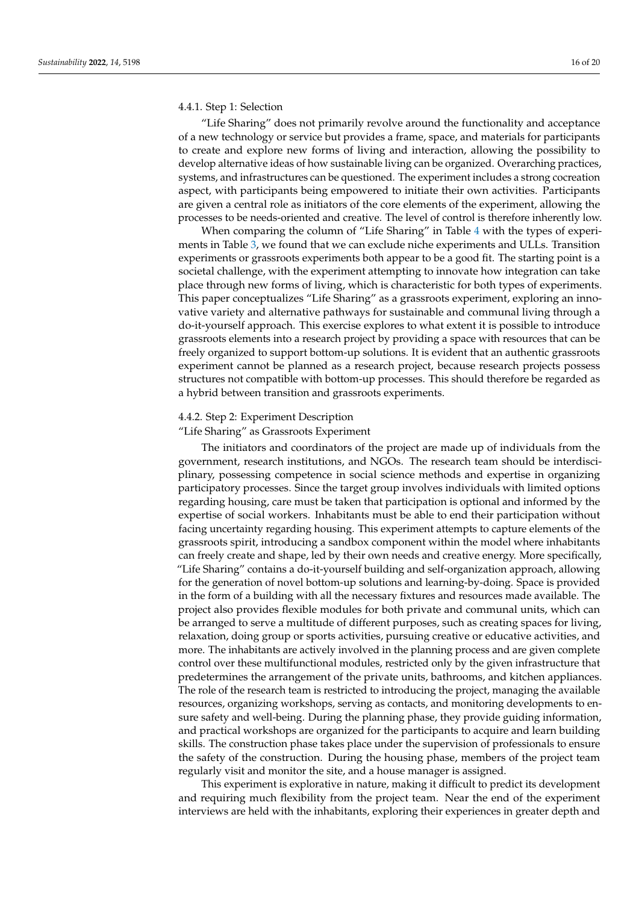#### 4.4.1. Step 1: Selection

"Life Sharing" does not primarily revolve around the functionality and acceptance of a new technology or service but provides a frame, space, and materials for participants to create and explore new forms of living and interaction, allowing the possibility to develop alternative ideas of how sustainable living can be organized. Overarching practices, systems, and infrastructures can be questioned. The experiment includes a strong cocreation aspect, with participants being empowered to initiate their own activities. Participants are given a central role as initiators of the core elements of the experiment, allowing the processes to be needs-oriented and creative. The level of control is therefore inherently low.

When comparing the column of "Life Sharing" in Table 4 with the types of experiments in Table 3, we found that we can exclude niche experiments and ULLs. Transition experiments or grassroots experiments both appear to be a good fit. The starting point is a societal challenge, with the experiment attempting to innovate how integration can take place through new forms of living, which is characteristic for both types of experiments. This paper conceptualizes "Life Sharing" as a grassroots experiment, exploring an innovative variety and alternative pathways for sustainable and communal living through a do-it-yourself approach. This exercise explores to what extent it is possible to introduce grassroots elements into a research project by providing a space with resources that can be freely organized to support bottom-up solutions. It is evident that an authentic grassroots experiment cannot be planned as a research project, because research projects possess structures not compatible with bottom-up processes. This should therefore be regarded as a hybrid between transition and grassroots experiments.

#### 4.4.2. Step 2: Experiment Description

"Life Sharing" as Grassroots Experiment

The initiators and coordinators of the project are made up of individuals from the government, research institutions, and NGOs. The research team should be interdisciplinary, possessing competence in social science methods and expertise in organizing participatory processes. Since the target group involves individuals with limited options regarding housing, care must be taken that participation is optional and informed by the expertise of social workers. Inhabitants must be able to end their participation without facing uncertainty regarding housing. This experiment attempts to capture elements of the grassroots spirit, introducing a sandbox component within the model where inhabitants can freely create and shape, led by their own needs and creative energy. More specifically, "Life Sharing" contains a do-it-yourself building and self-organization approach, allowing for the generation of novel bottom-up solutions and learning-by-doing. Space is provided in the form of a building with all the necessary fixtures and resources made available. The project also provides flexible modules for both private and communal units, which can be arranged to serve a multitude of different purposes, such as creating spaces for living, relaxation, doing group or sports activities, pursuing creative or educative activities, and more. The inhabitants are actively involved in the planning process and are given complete control over these multifunctional modules, restricted only by the given infrastructure that predetermines the arrangement of the private units, bathrooms, and kitchen appliances. The role of the research team is restricted to introducing the project, managing the available resources, organizing workshops, serving as contacts, and monitoring developments to ensure safety and well-being. During the planning phase, they provide guiding information, and practical workshops are organized for the participants to acquire and learn building skills. The construction phase takes place under the supervision of professionals to ensure the safety of the construction. During the housing phase, members of the project team regularly visit and monitor the site, and a house manager is assigned.

This experiment is explorative in nature, making it difficult to predict its development and requiring much flexibility from the project team. Near the end of the experiment interviews are held with the inhabitants, exploring their experiences in greater depth and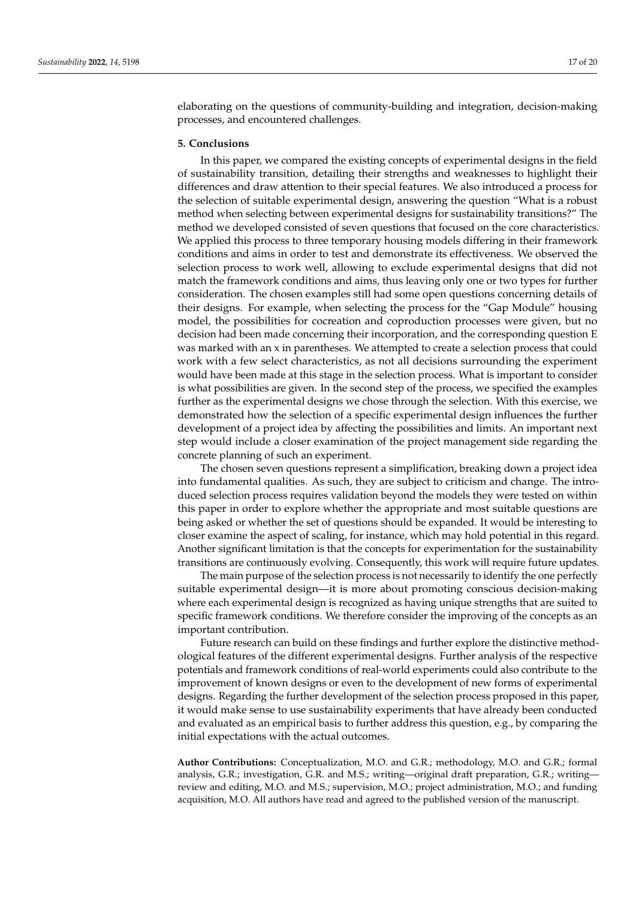elaborating on the questions of community-building and integration, decision-making processes, and encountered challenges.

## 5. Conclusions

In this paper, we compared the existing concepts of experimental designs in the field of sustainability transition, detailing their strengths and weaknesses to highlight their differences and draw attention to their special features. We also introduced a process for the selection of suitable experimental design, answering the question "What is a robust method when selecting between experimental designs for sustainability transitions?" The method we developed consisted of seven questions that focused on the core characteristics. We applied this process to three temporary housing models differing in their framework conditions and aims in order to test and demonstrate its effectiveness. We observed the selection process to work well, allowing to exclude experimental designs that did not match the framework conditions and aims, thus leaving only one or two types for further consideration. The chosen examples still had some open questions concerning details of their designs. For example, when selecting the process for the "Gap Module" housing model, the possibilities for cocreation and coproduction processes were given, but no decision had been made concerning their incorporation, and the corresponding question E was marked with an x in parentheses. We attempted to create a selection process that could work with a few select characteristics, as not all decisions surrounding the experiment would have been made at this stage in the selection process. What is important to consider is what possibilities are given. In the second step of the process, we specified the examples further as the experimental designs we chose through the selection. With this exercise, we demonstrated how the selection of a specific experimental design influences the further development of a project idea by affecting the possibilities and limits. An important next step would include a closer examination of the project management side regarding the concrete planning of such an experiment.

The chosen seven questions represent a simplification, breaking down a project idea into fundamental qualities. As such, they are subject to criticism and change. The introduced selection process requires validation beyond the models they were tested on within this paper in order to explore whether the appropriate and most suitable questions are being asked or whether the set of questions should be expanded. It would be interesting to closer examine the aspect of scaling, for instance, which may hold potential in this regard. Another significant limitation is that the concepts for experimentation for the sustainability transitions are continuously evolving. Consequently, this work will require future updates.

The main purpose of the selection process is not necessarily to identify the one perfectly suitable experimental design—it is more about promoting conscious decision-making where each experimental design is recognized as having unique strengths that are suited to specific framework conditions. We therefore consider the improving of the concepts as an important contribution.

Future research can build on these findings and further explore the distinctive methodological features of the different experimental designs. Further analysis of the respective potentials and framework conditions of real-world experiments could also contribute to the improvement of known designs or even to the development of new forms of experimental designs. Regarding the further development of the selection process proposed in this paper, it would make sense to use sustainability experiments that have already been conducted and evaluated as an empirical basis to further address this question, e.g., by comparing the initial expectations with the actual outcomes.

**Author Contributions:** Conceptualization, M.O. and G.R.; methodology, M.O. and G.R.; formal analysis, G.R.; investigation, G.R. and M.S.; writing—original draft preparation, G.R.; writing—review and editing, M.O. and M.S.; supervision, M.O.; project administration, M.O.; and funding acquisition, M.O. All authors have read and agreed to the published version of the manuscript.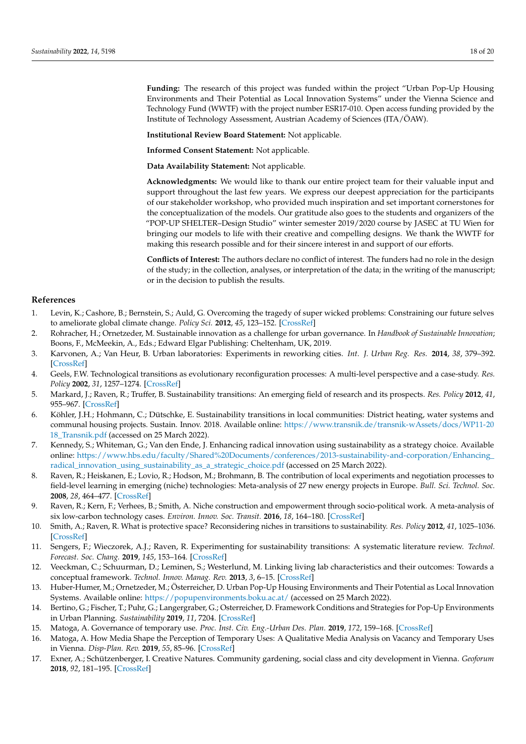**Funding:** The research of this project was funded within the project "Urban Pop-Up Housing Environments and Their Potential as Local Innovation Systems" under the Vienna Science and Technology Fund (WWTF) with the project number ESR17-010. Open access funding provided by the Institute of Technology Assessment, Austrian Academy of Sciences (ITA/ÖAW).

**Institutional Review Board Statement:** Not applicable.

**Informed Consent Statement:** Not applicable.

**Data Availability Statement:** Not applicable.

**Acknowledgments:** We would like to thank our entire project team for their valuable input and support throughout the last few years. We express our deepest appreciation for the participants of our stakeholder workshop, who provided much inspiration and set important cornerstones for the conceptualization of the models. Our gratitude also goes to the students and organizers of the "POP-UP SHELTER–Design Studio" winter semester 2019/2020 course by JASEC at TU Wien for bringing our models to life with their creative and compelling designs. We thank the WWTF for making this research possible and for their sincere interest in and support of our efforts.

**Conflicts of Interest:** The authors declare no conflict of interest. The funders had no role in the design of the study; in the collection, analyses, or interpretation of the data; in the writing of the manuscript; or in the decision to publish the results.

## References

1. Levin, K.; Cashore, B.; Bernstein, S.; Auld, G. Overcoming the tragedy of super wicked problems: Constraining our future selves to ameliorate global climate change. *Policy Sci.* **2012**, *45*, 123–152. [CrossRef]
2. Rohracher, H.; Ornetzeder, M. Sustainable innovation as a challenge for urban governance. In *Handbook of Sustainable Innovation*; Boons, F., McMeekin, A., Eds.; Edward Elgar Publishing: Cheltenham, UK, 2019.
3. Karvonen, A.; Van Heur, B. Urban laboratories: Experiments in reworking cities. *Int. J. Urban Reg. Res.* **2014**, *38*, 379–392. [CrossRef]
4. Geels, F.W. Technological transitions as evolutionary reconfiguration processes: A multi-level perspective and a case-study. *Res. Policy* **2002**, *31*, 1257–1274. [CrossRef]
5. Markard, J.; Raven, R.; Truffer, B. Sustainability transitions: An emerging field of research and its prospects. *Res. Policy* **2012**, *41*, 955–967. [CrossRef]
6. Köhler, J.H.; Hohmann, C.; Dütschke, E. Sustainability transitions in local communities: District heating, water systems and communal housing projects. Sustain. Innov. 2018. Available online: https://www.transnik.de/transnik-wAssets/docs/WP11-2018_Transnik.pdf (accessed on 25 March 2022).
7. Kennedy, S.; Whiteman, G.; Van den Ende, J. Enhancing radical innovation using sustainability as a strategy choice. Available online: https://www.hbs.edu/faculty/Shared%20Documents/conferences/2013-sustainability-and-corporation/Enhancing_radical_innovation_using_sustainability_as_a_strategic_choice.pdf (accessed on 25 March 2022).
8. Raven, R.; Heiskanen, E.; Lovio, R.; Hodson, M.; Brohmann, B. The contribution of local experiments and negotiation processes to field-level learning in emerging (niche) technologies: Meta-analysis of 27 new energy projects in Europe. *Bull. Sci. Technol. Soc.* **2008**, *28*, 464–477. [CrossRef]
9. Raven, R.; Kern, F.; Verhees, B.; Smith, A. Niche construction and empowerment through socio-political work. A meta-analysis of six low-carbon technology cases. *Environ. Innov. Soc. Transit.* **2016**, *18*, 164–180. [CrossRef]
10. Smith, A.; Raven, R. What is protective space? Reconsidering niches in transitions to sustainability. *Res. Policy* **2012**, *41*, 1025–1036. [CrossRef]
11. Sengers, F.; Wieczorek, A.J.; Raven, R. Experimenting for sustainability transitions: A systematic literature review. *Technol. Forecast. Soc. Chang.* **2019**, *145*, 153–164. [CrossRef]
12. Veeckman, C.; Schuurman, D.; Leminen, S.; Westerlund, M. Linking living lab characteristics and their outcomes: Towards a conceptual framework. *Technol. Innov. Manag. Rev.* **2013**, *3*, 6–15. [CrossRef]
13. Huber-Humer, M.; Ornetzeder, M.; Österreicher, D. Urban Pop-Up Housing Environments and Their Potential as Local Innovation Systems. Available online: https://popupenvironments.boku.ac.at/ (accessed on 25 March 2022).
14. Bertino, G.; Fischer, T.; Puhr, G.; Langergraber, G.; Osterreicher, D. Framework Conditions and Strategies for Pop-Up Environments in Urban Planning. *Sustainability* **2019**, *11*, 7204. [CrossRef]
15. Matoga, A. Governance of temporary use. *Proc. Inst. Civ. Eng.-Urban Des. Plan.* **2019**, *172*, 159–168. [CrossRef]
16. Matoga, A. How Media Shape the Perception of Temporary Uses: A Qualitative Media Analysis on Vacancy and Temporary Uses in Vienna. *Disp-Plan. Rev.* **2019**, *55*, 85–96. [CrossRef]
17. Exner, A.; Schützenberger, I. Creative Natures. Community gardening, social class and city development in Vienna. *Geoforum* **2018**, *92*, 181–195. [CrossRef]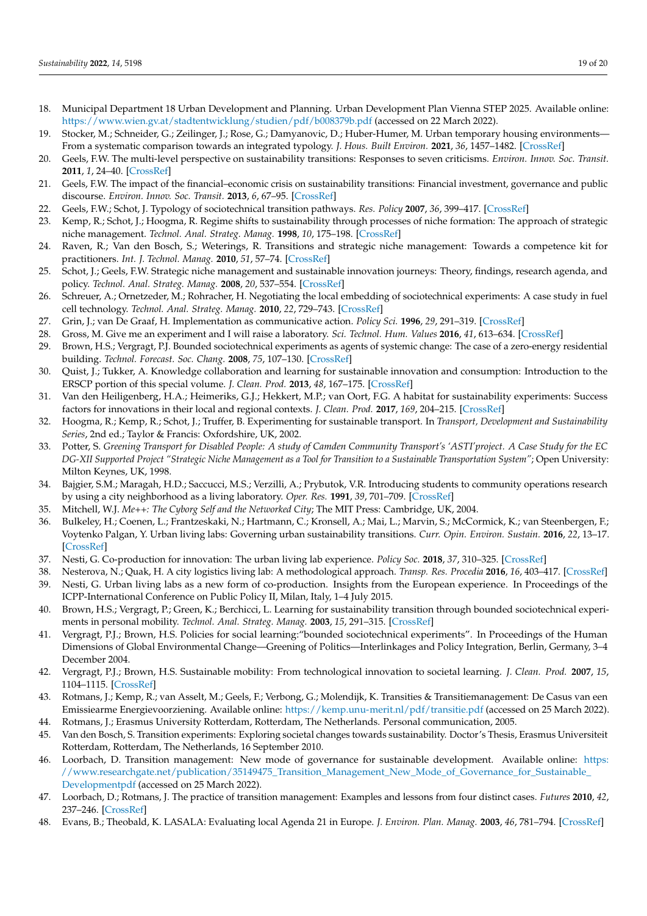18. Municipal Department 18 Urban Development and Planning. Urban Development Plan Vienna STEP 2025. Available online: https://www.wien.gv.at/stadtentwicklung/studien/pdf/b008379b.pdf (accessed on 22 March 2022).
19. Stocker, M.; Schneider, G.; Zeilinger, J.; Rose, G.; Damyanovic, D.; Huber-Humer, M. Urban temporary housing environments—From a systematic comparison towards an integrated typology. *J. Hous. Built Environ.* **2021**, *36*, 1457–1482. [CrossRef]
20. Geels, F.W. The multi-level perspective on sustainability transitions: Responses to seven criticisms. *Environ. Innov. Soc. Transit.* **2011**, *1*, 24–40. [CrossRef]
21. Geels, F.W. The impact of the financial–economic crisis on sustainability transitions: Financial investment, governance and public discourse. *Environ. Innov. Soc. Transit.* **2013**, *6*, 67–95. [CrossRef]
22. Geels, F.W.; Schot, J. Typology of sociotechnical transition pathways. *Res. Policy* **2007**, *36*, 399–417. [CrossRef]
23. Kemp, R.; Schot, J.; Hoogma, R. Regime shifts to sustainability through processes of niche formation: The approach of strategic niche management. *Technol. Anal. Strateg. Manag.* **1998**, *10*, 175–198. [CrossRef]
24. Raven, R.; Van den Bosch, S.; Weterings, R. Transitions and strategic niche management: Towards a competence kit for practitioners. *Int. J. Technol. Manag.* **2010**, *51*, 57–74. [CrossRef]
25. Schot, J.; Geels, F.W. Strategic niche management and sustainable innovation journeys: Theory, findings, research agenda, and policy. *Technol. Anal. Strateg. Manag.* **2008**, *20*, 537–554. [CrossRef]
26. Schreuer, A.; Ornetzeder, M.; Rohracher, H. Negotiating the local embedding of sociotechnical experiments: A case study in fuel cell technology. *Technol. Anal. Strateg. Manag.* **2010**, *22*, 729–743. [CrossRef]
27. Grin, J.; van De Graaf, H. Implementation as communicative action. *Policy Sci.* **1996**, *29*, 291–319. [CrossRef]
28. Gross, M. Give me an experiment and I will raise a laboratory. *Sci. Technol. Hum. Values* **2016**, *41*, 613–634. [CrossRef]
29. Brown, H.S.; Vergragt, P.J. Bounded sociotechnical experiments as agents of systemic change: The case of a zero-energy residential building. *Technol. Forecast. Soc. Chang.* **2008**, *75*, 107–130. [CrossRef]
30. Quist, J.; Tukker, A. Knowledge collaboration and learning for sustainable innovation and consumption: Introduction to the ERSCP portion of this special volume. *J. Clean. Prod.* **2013**, *48*, 167–175. [CrossRef]
31. Van den Heiligenberg, H.A.; Heimeriks, G.J.; Hekkert, M.P.; van Oort, F.G. A habitat for sustainability experiments: Success factors for innovations in their local and regional contexts. *J. Clean. Prod.* **2017**, *169*, 204–215. [CrossRef]
32. Hoogma, R.; Kemp, R.; Schot, J.; Truffer, B. Experimenting for sustainable transport. In *Transport, Development and Sustainability Series*, 2nd ed.; Taylor & Francis: Oxfordshire, UK, 2002.
33. Potter, S. *Greening Transport for Disabled People: A study of Camden Community Transport's 'ASTI'project. A Case Study for the EC DG-XII Supported Project "Strategic Niche Management as a Tool for Transition to a Sustainable Transportation System"*; Open University: Milton Keynes, UK, 1998.
34. Bajgier, S.M.; Maragah, H.D.; Saccucci, M.S.; Verzilli, A.; Prybutok, V.R. Introducing students to community operations research by using a city neighborhood as a living laboratory. *Oper. Res.* **1991**, *39*, 701–709. [CrossRef]
35. Mitchell, W.J. *Me++: The Cyborg Self and the Networked City*; The MIT Press: Cambridge, UK, 2004.
36. Bulkeley, H.; Coenen, L.; Frantzeskaki, N.; Hartmann, C.; Kronsell, A.; Mai, L.; Marvin, S.; McCormick, K.; van Steenbergen, F.; Voytenko Palgan, Y. Urban living labs: Governing urban sustainability transitions. *Curr. Opin. Environ. Sustain.* **2016**, *22*, 13–17. [CrossRef]
37. Nesti, G. Co-production for innovation: The urban living lab experience. *Policy Soc.* **2018**, *37*, 310–325. [CrossRef]
38. Nesterova, N.; Quak, H. A city logistics living lab: A methodological approach. *Transp. Res. Procedia* **2016**, *16*, 403–417. [CrossRef]
39. Nesti, G. Urban living labs as a new form of co-production. Insights from the European experience. In Proceedings of the ICPP-International Conference on Public Policy II, Milan, Italy, 1–4 July 2015.
40. Brown, H.S.; Vergragt, P.; Green, K.; Berchicci, L. Learning for sustainability transition through bounded sociotechnical experiments in personal mobility. *Technol. Anal. Strateg. Manag.* **2003**, *15*, 291–315. [CrossRef]
41. Vergragt, P.J.; Brown, H.S. Policies for social learning:"bounded sociotechnical experiments". In Proceedings of the Human Dimensions of Global Environmental Change—Greening of Politics—Interlinkages and Policy Integration, Berlin, Germany, 3–4 December 2004.
42. Vergragt, P.J.; Brown, H.S. Sustainable mobility: From technological innovation to societal learning. *J. Clean. Prod.* **2007**, *15*, 1104–1115. [CrossRef]
43. Rotmans, J.; Kemp, R.; van Asselt, M.; Geels, F.; Verbong, G.; Molendijk, K. Transities & Transitiemanagement: De Casus van een Emissiearme Energievoorziening. Available online: https://kemp.unu-merit.nl/pdf/transitie.pdf (accessed on 25 March 2022).
44. Rotmans, J.; Erasmus University Rotterdam, Rotterdam, The Netherlands. Personal communication, 2005.
45. Van den Bosch, S. Transition experiments: Exploring societal changes towards sustainability. Doctor's Thesis, Erasmus Universiteit Rotterdam, Rotterdam, The Netherlands, 16 September 2010.
46. Loorbach, D. Transition management: New mode of governance for sustainable development. Available online: https://www.researchgate.net/publication/35149475_Transition_Management_New_Mode_of_Governance_for_Sustainable_Developmentpdf (accessed on 25 March 2022).
47. Loorbach, D.; Rotmans, J. The practice of transition management: Examples and lessons from four distinct cases. *Futures* **2010**, *42*, 237–246. [CrossRef]
48. Evans, B.; Theobald, K. LASALA: Evaluating local Agenda 21 in Europe. *J. Environ. Plan. Manag.* **2003**, *46*, 781–794. [CrossRef]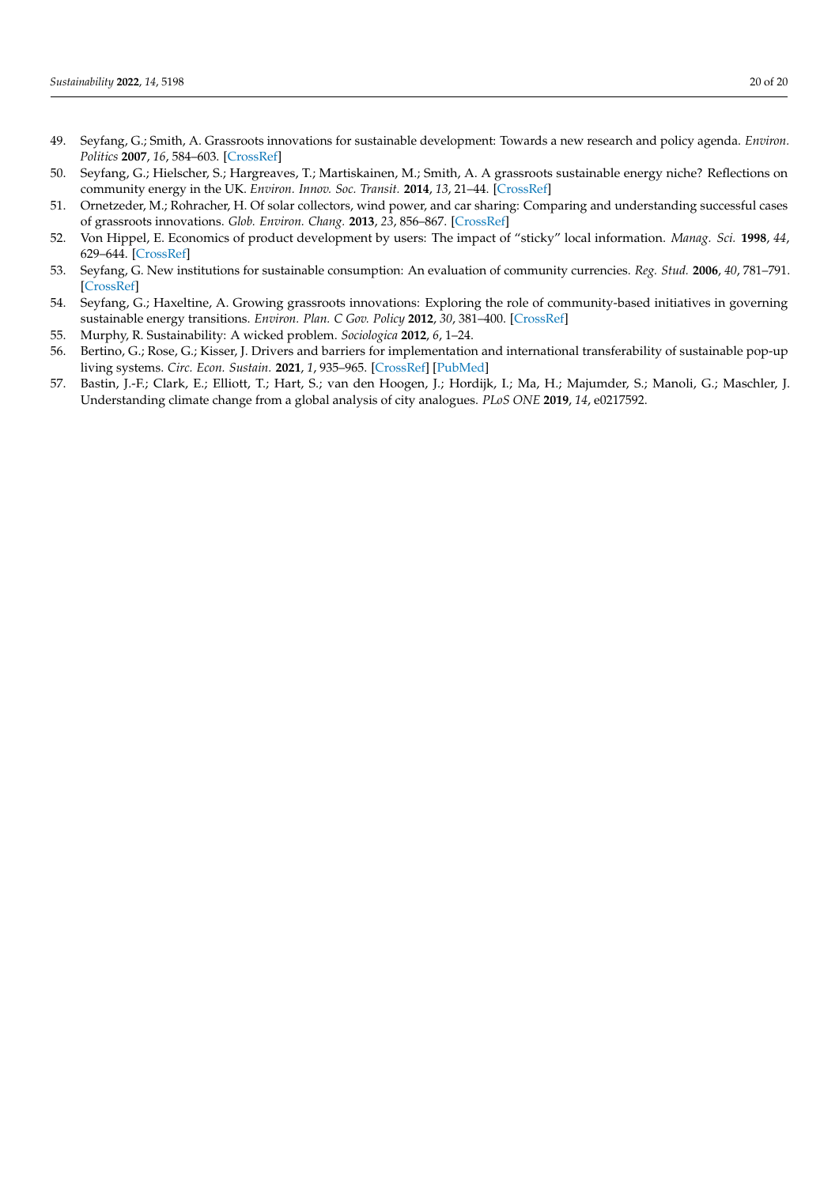49. Seyfang, G.; Smith, A. Grassroots innovations for sustainable development: Towards a new research and policy agenda. *Environ. Politics* **2007**, *16*, 584–603. [CrossRef]
50. Seyfang, G.; Hielscher, S.; Hargreaves, T.; Martiskainen, M.; Smith, A. A grassroots sustainable energy niche? Reflections on community energy in the UK. *Environ. Innov. Soc. Transit.* **2014**, *13*, 21–44. [CrossRef]
51. Ornetzeder, M.; Rohracher, H. Of solar collectors, wind power, and car sharing: Comparing and understanding successful cases of grassroots innovations. *Glob. Environ. Chang.* **2013**, *23*, 856–867. [CrossRef]
52. Von Hippel, E. Economics of product development by users: The impact of "sticky" local information. *Manag. Sci.* **1998**, *44*, 629–644. [CrossRef]
53. Seyfang, G. New institutions for sustainable consumption: An evaluation of community currencies. *Reg. Stud.* **2006**, *40*, 781–791. [CrossRef]
54. Seyfang, G.; Haxeltine, A. Growing grassroots innovations: Exploring the role of community-based initiatives in governing sustainable energy transitions. *Environ. Plan. C Gov. Policy* **2012**, *30*, 381–400. [CrossRef]
55. Murphy, R. Sustainability: A wicked problem. *Sociologica* **2012**, *6*, 1–24.
56. Bertino, G.; Rose, G.; Kisser, J. Drivers and barriers for implementation and international transferability of sustainable pop-up living systems. *Circ. Econ. Sustain.* **2021**, *1*, 935–965. [CrossRef] [PubMed]
57. Bastin, J.-F.; Clark, E.; Elliott, T.; Hart, S.; van den Hoogen, J.; Hordijk, I.; Ma, H.; Majumder, S.; Manoli, G.; Maschler, J. Understanding climate change from a global analysis of city analogues. *PLoS ONE* **2019**, *14*, e0217592.